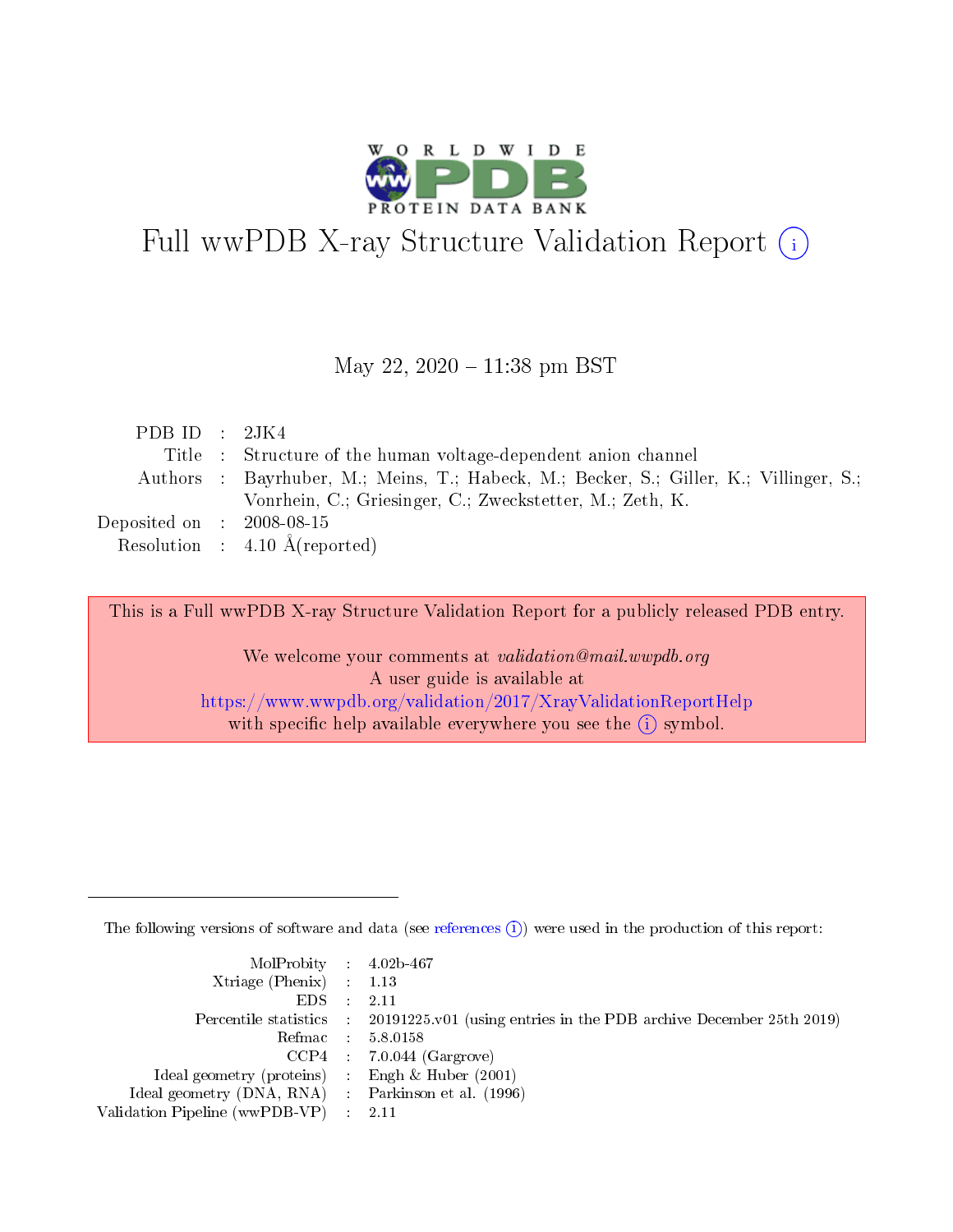# Full wwPDB X-ray Structure Validation Report (i)

May 22, 2020 – 11:38 pm BST

| | | |
|---|---|---|
| PDB ID | : | 2JK4 |
| Title | : | Structure of the human voltage-dependent anion channel |
| Authors | : | Bayrhuber, M.; Meins, T.; Habeck, M.; Becker, S.; Giller, K.; Villinger, S.; Vonrhein, C.; Griesinger, C.; Zweckstetter, M.; Zeth, K. |
| Deposited on | : | 2008-08-15 |
| Resolution | : | 4.10 Å(reported) |

This is a Full wwPDB X-ray Structure Validation Report for a publicly released PDB entry.

We welcome your comments at *validation@mail.wwpdb.org*
A user guide is available at
https://www.wwpdb.org/validation/2017/XrayValidationReportHelp
with specific help available everywhere you see the (i) symbol.

---

The following versions of software and data (see references (i)) were used in the production of this report:

| | | |
|---|---|---|
| MolProbity | : | 4.02b-467 |
| Xtriage (Phenix) | : | 1.13 |
| EDS | : | 2.11 |
| Percentile statistics | : | 20191225.v01 (using entries in the PDB archive December 25th 2019) |
| Refmac | : | 5.8.0158 |
| CCP4 | : | 7.0.044 (Gargrove) |
| Ideal geometry (proteins) | : | Engh & Huber (2001) |
| Ideal geometry (DNA, RNA) | : | Parkinson et al. (1996) |
| Validation Pipeline (wwPDB-VP) | : | 2.11 |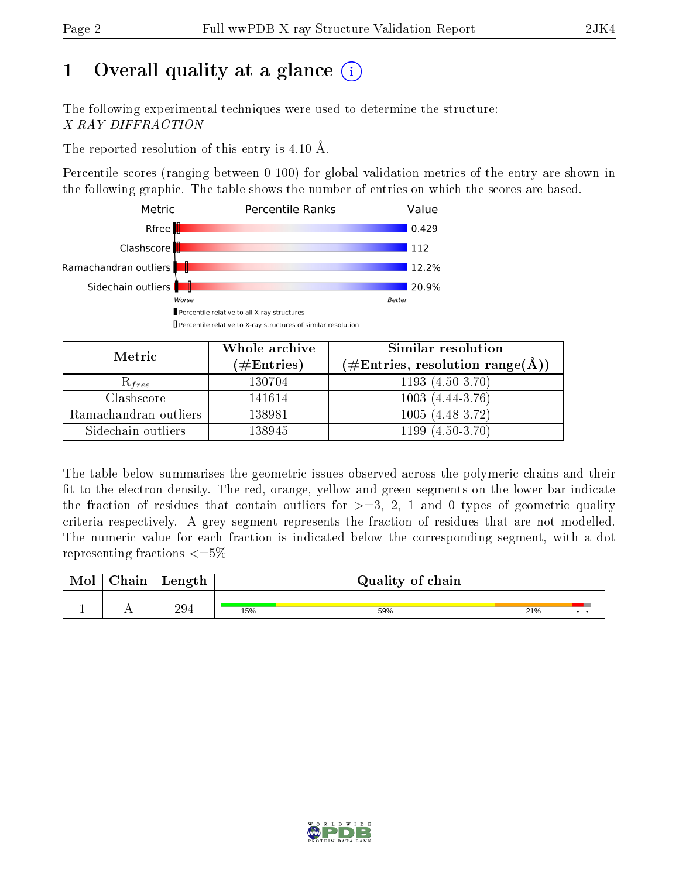# 1 Overall quality at a glance

The following experimental techniques were used to determine the structure:
*X-RAY DIFFRACTION*

The reported resolution of this entry is 4.10 Å.

Percentile scores (ranging between 0-100) for global validation metrics of the entry are shown in the following graphic. The table shows the number of entries on which the scores are based.

| Metric | Value |
|---|---|
| Rfree | 0.429 |
| Clashscore | 112 |
| Ramachandran outliers | 12.2% |
| Sidechain outliers | 20.9% |

| Metric | Whole archive (#Entries) | Similar resolution (#Entries, resolution range(Å)) |
|---|---|---|
| $R_{free}$ | 130704 | 1193 (4.50-3.70) |
| Clashscore | 141614 | 1003 (4.44-3.76) |
| Ramachandran outliers | 138981 | 1005 (4.48-3.72) |
| Sidechain outliers | 138945 | 1199 (4.50-3.70) |

The table below summarises the geometric issues observed across the polymeric chains and their fit to the electron density. The red, orange, yellow and green segments on the lower bar indicate the fraction of residues that contain outliers for >=3, 2, 1 and 0 types of geometric quality criteria respectively. A grey segment represents the fraction of residues that are not modelled. The numeric value for each fraction is indicated below the corresponding segment, with a dot representing fractions <=5%

| Mol | Chain | Length | Quality of chain |
|---|---|---|---|
| 1 | A | 294 | 15% 59% 21% • • |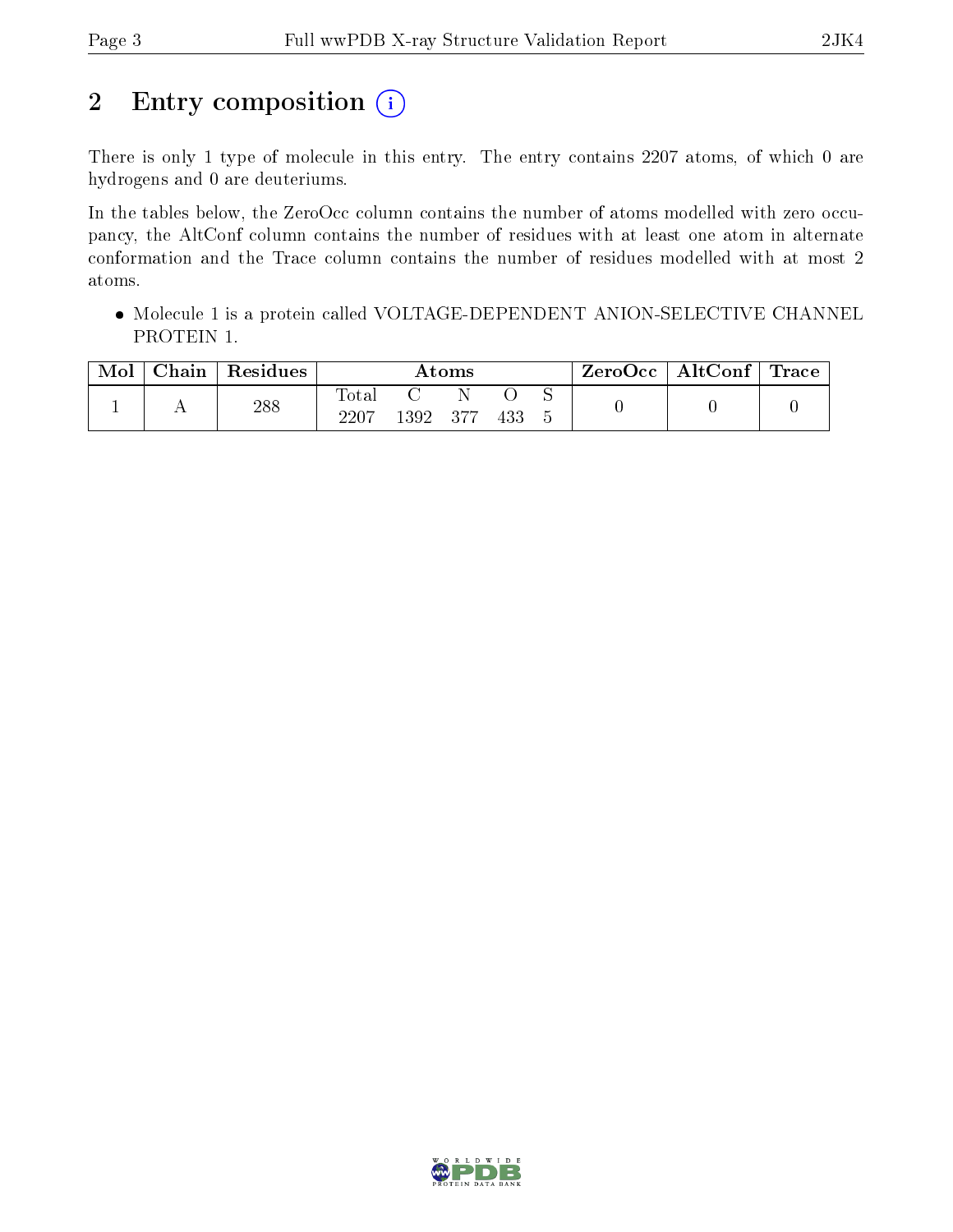# 2 Entry composition

There is only 1 type of molecule in this entry. The entry contains 2207 atoms, of which 0 are hydrogens and 0 are deuteriums.

In the tables below, the ZeroOcc column contains the number of atoms modelled with zero occupancy, the AltConf column contains the number of residues with at least one atom in alternate conformation and the Trace column contains the number of residues modelled with at most 2 atoms.

- Molecule 1 is a protein called VOLTAGE-DEPENDENT ANION-SELECTIVE CHANNEL PROTEIN 1.

| Mol | Chain | Residues | Atoms | | | | | ZeroOcc | AltConf | Trace |
|---|---|---|---|---|---|---|---|---|---|---|
| 1 | A | 288 | Total<br>2207 | C<br>1392 | N<br>377 | O<br>433 | S<br>5 | 0 | 0 | 0 |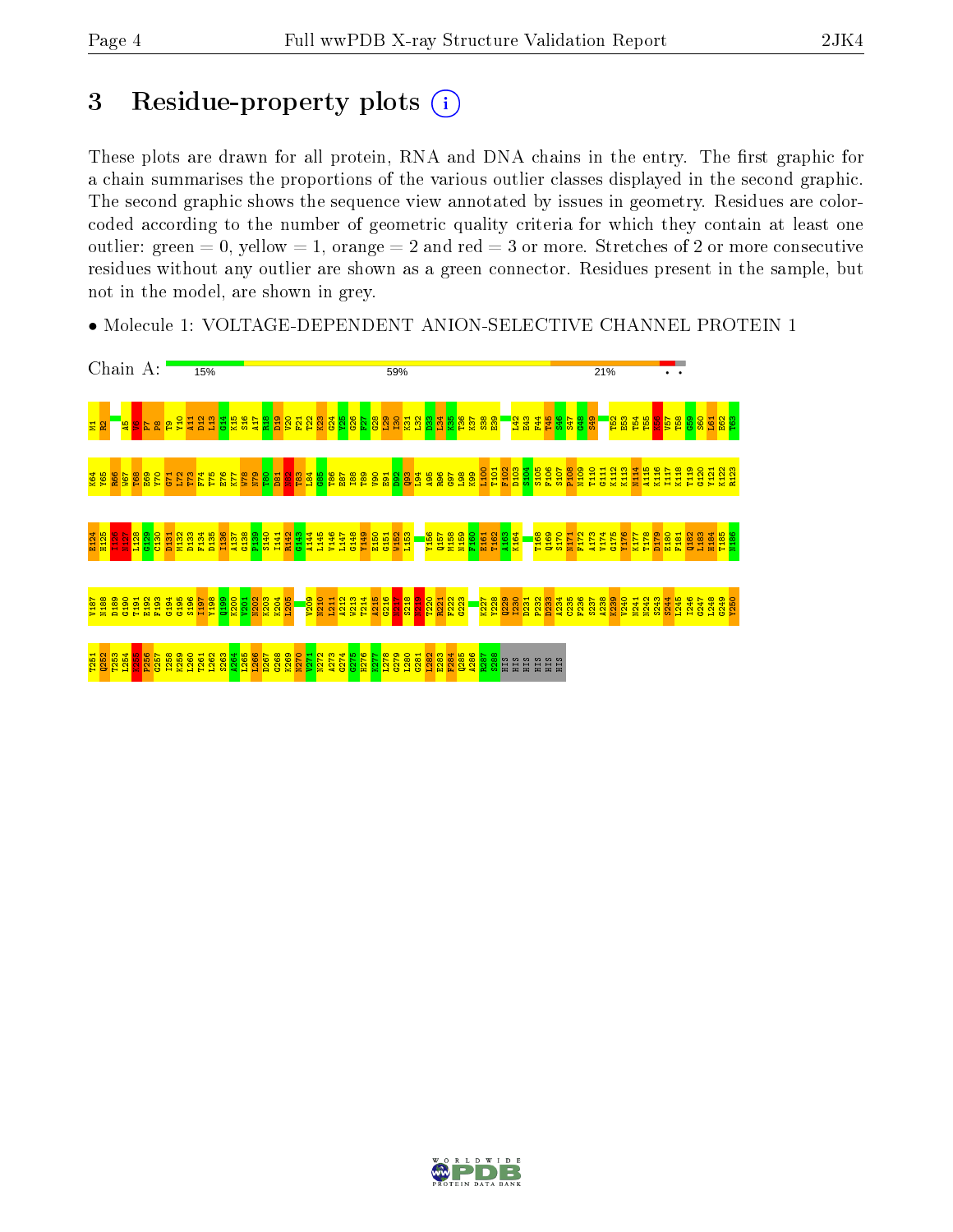# 3 Residue-property plots

These plots are drawn for all protein, RNA and DNA chains in the entry. The first graphic for a chain summarises the proportions of the various outlier classes displayed in the second graphic. The second graphic shows the sequence view annotated by issues in geometry. Residues are color-coded according to the number of geometric quality criteria for which they contain at least one outlier: green = 0, yellow = 1, orange = 2 and red = 3 or more. Stretches of 2 or more consecutive residues without any outlier are shown as a green connector. Residues present in the sample, but not in the model, are shown in grey.

- Molecule 1: VOLTAGE-DEPENDENT ANION-SELECTIVE CHANNEL PROTEIN 1

Chain A: 15% 59% 21% • •

M1 R2 A5 V6 P7 P8 T9 Y10 A11 D12 L13 G14 K15 S16 A17 R18 D19 V20 F21 T22 K23 G24 Y25 G26 F27 G28 L29 I30 K31 L32 D33 L34 K35 T36 K37 S38 E39 L42 E43 F44 T45 S46 S47 G48 S49 T52 E53 T54 T56 K52 V57 T58 G59 S60 L61 E62 T63

K64 Y65 R66 W67 T68 E69 Y70 G71 L72 T73 F74 T75 E76 K77 W78 N79 T80 D81 N82 T83 L84 G85 T86 E87 I88 T89 V90 E91 D92 Q93 L94 A95 R96 G97 L98 K99 L100 T101 F102 D103 S104 S105 F106 S107 P108 N109 T110 G111 K112 K113 N114 A115 K116 I117 K118 T119 G120 Y121 K122 R123

E124 H125 I126 N127 L128 G129 C130 D131 M132 D133 F134 D135 I136 A137 G138 P139 S140 I141 R142 G143 A144 L145 V146 L147 G148 Y149 E150 G151 W152 L153 Y156 Q157 M158 N159 F160 E161 T162 A163 K164 T168 Q169 S170 N171 F172 A173 V174 G175 Y176 K177 T178 D179 E180 F181 Q182 L183 H184 T185 N186

V187 N188 D189 G190 T191 E192 F193 G194 G195 S196 I197 Y198 Q199 K200 V201 N202 K203 K204 L205 V209 N210 L211 A212 W213 T214 A215 G216 N217 S218 N219 T220 R221 F222 G223 K227 Y228 Q229 I230 D231 P232 D233 A234 C235 F236 S237 A238 K239 V240 N241 N242 S243 S244 L245 I246 G247 L248 G249 Y250

T251 Q252 T253 L254 K255 P256 G257 I258 K259 L260 T261 L262 S263 A264 L265 L266 D267 G268 K269 N270 V271 N272 A273 G274 G275 H276 K277 L278 G279 L280 G281 L282 E283 F284 Q285 A286 K287 S288 HIS HIS HIS HIS HIS HIS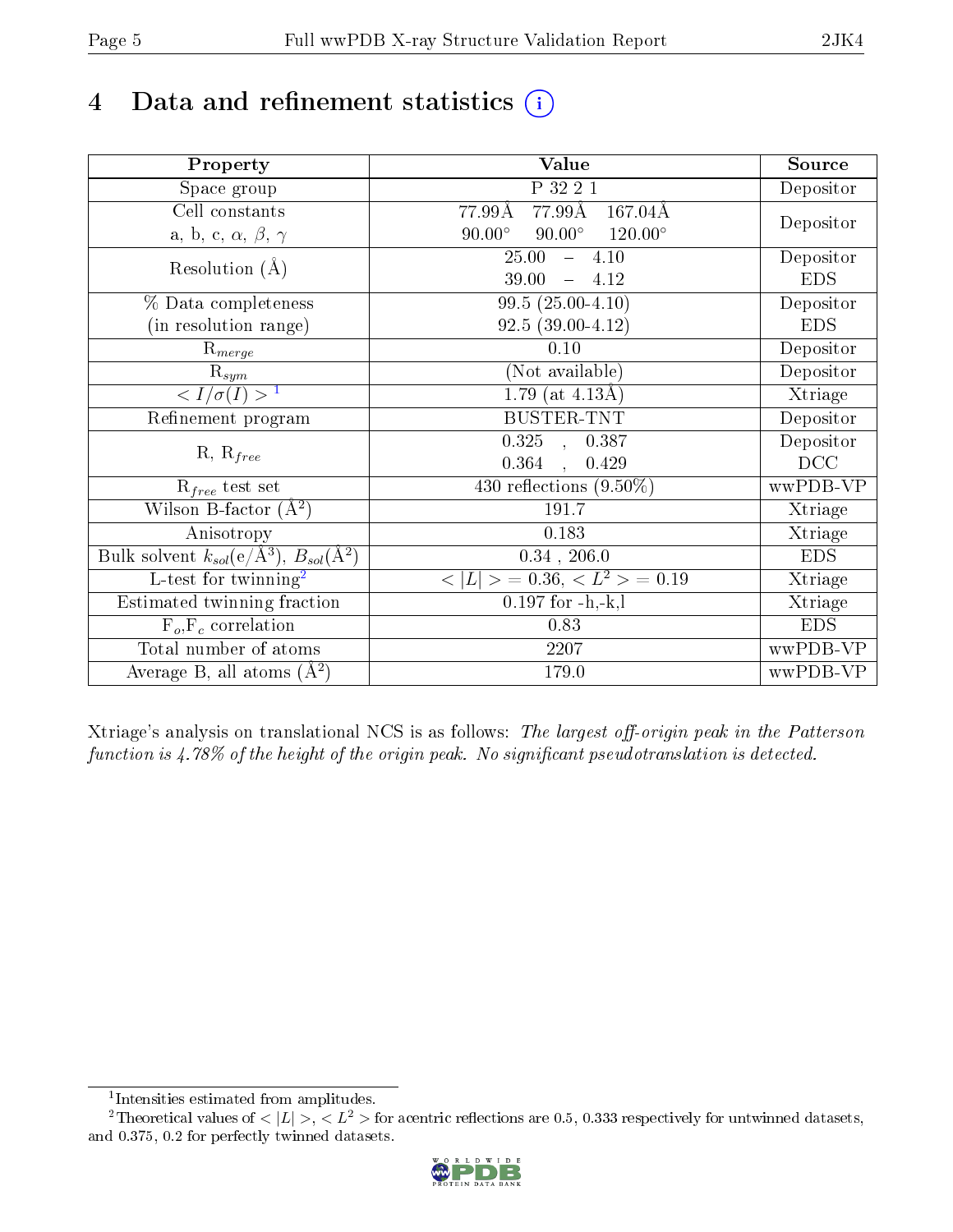# 4 Data and refinement statistics (i)

| Property | Value | Source |
|---|---|---|
| Space group | P 32 2 1 | Depositor |
| Cell constants<br>a, b, c, $\alpha$, $\beta$, $\gamma$ | 77.99Å 77.99Å 167.04Å<br>90.00° 90.00° 120.00° | Depositor |
| Resolution (Å) | 25.00 – 4.10<br>39.00 – 4.12 | Depositor<br>EDS |
| % Data completeness<br>(in resolution range) | 99.5 (25.00-4.10)<br>92.5 (39.00-4.12) | Depositor<br>EDS |
| $R_{merge}$ | 0.10 | Depositor |
| $R_{sym}$ | (Not available) | Depositor |
| $< I/\sigma(I) >$ [1] | 1.79 (at 4.13Å) | Xtriage |
| Refinement program | BUSTER-TNT | Depositor |
| R, $R_{free}$ | 0.325 , 0.387<br>0.364 , 0.429 | Depositor<br>DCC |
| $R_{free}$ test set | 430 reflections (9.50%) | wwPDB-VP |
| Wilson B-factor (Å$^2$) | 191.7 | Xtriage |
| Anisotropy | 0.183 | Xtriage |
| Bulk solvent $k_{sol}$(e/Å$^3$), $B_{sol}$(Å$^2$) | 0.34 , 206.0 | EDS |
| L-test for twinning[2] | $< \|L\| >= 0.36$, $< L^2 > = 0.19$ | Xtriage |
| Estimated twinning fraction | 0.197 for -h,-k,l | Xtriage |
| $F_o$,$F_c$ correlation | 0.83 | EDS |
| Total number of atoms | 2207 | wwPDB-VP |
| Average B, all atoms (Å$^2$) | 179.0 | wwPDB-VP |

Xtriage's analysis on translational NCS is as follows: *The largest off-origin peak in the Patterson function is 4.78% of the height of the origin peak. No significant pseudotranslation is detected.*

[1] Intensities estimated from amplitudes.

[2] Theoretical values of $< |L| >$, $< L^2 >$ for acentric reflections are 0.5, 0.333 respectively for untwinned datasets, and 0.375, 0.2 for perfectly twinned datasets.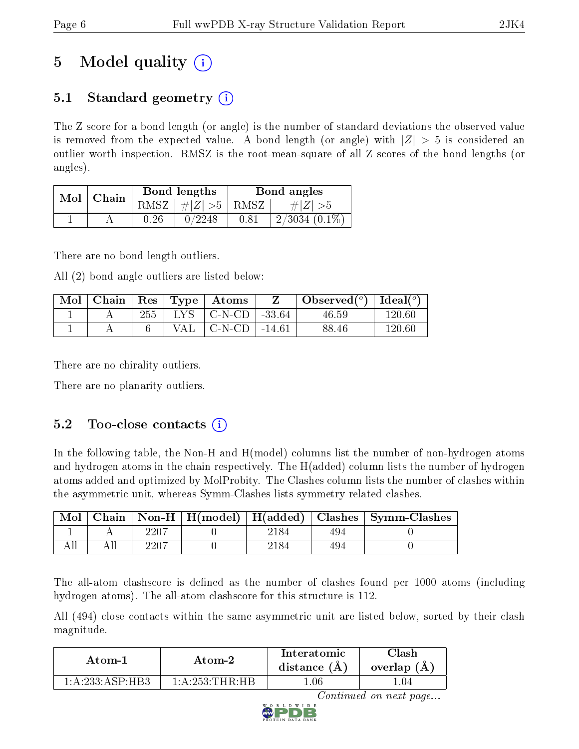# 5 Model quality

## 5.1 Standard geometry

The Z score for a bond length (or angle) is the number of standard deviations the observed value is removed from the expected value. A bond length (or angle) with $|Z| > 5$ is considered an outlier worth inspection. RMSZ is the root-mean-square of all Z scores of the bond lengths (or angles).

| Mol | Chain | Bond lengths | | Bond angles | |
|---|---|---|---|---|---|
| | | RMSZ | $\#\|Z\| > 5$ | RMSZ | $\#\|Z\| > 5$ |
| 1 | A | 0.26 | 0/2248 | 0.81 | 2/3034 (0.1%) |

There are no bond length outliers.

All (2) bond angle outliers are listed below:

| Mol | Chain | Res | Type | Atoms | Z | Observed(°) | Ideal(°) |
|---|---|---|---|---|---|---|---|
| 1 | A | 255 | LYS | C-N-CD | -33.64 | 46.59 | 120.60 |
| 1 | A | 6 | VAL | C-N-CD | -14.61 | 88.46 | 120.60 |

There are no chirality outliers.

There are no planarity outliers.

## 5.2 Too-close contacts

In the following table, the Non-H and H(model) columns list the number of non-hydrogen atoms and hydrogen atoms in the chain respectively. The H(added) column lists the number of hydrogen atoms added and optimized by MolProbity. The Clashes column lists the number of clashes within the asymmetric unit, whereas Symm-Clashes lists symmetry related clashes.

| Mol | Chain | Non-H | H(model) | H(added) | Clashes | Symm-Clashes |
|---|---|---|---|---|---|---|
| 1 | A | 2207 | 0 | 2184 | 494 | 0 |
| All | All | 2207 | 0 | 2184 | 494 | 0 |

The all-atom clashscore is defined as the number of clashes found per 1000 atoms (including hydrogen atoms). The all-atom clashscore for this structure is 112.

All (494) close contacts within the same asymmetric unit are listed below, sorted by their clash magnitude.

| Atom-1 | Atom-2 | Interatomic distance (Å) | Clash overlap (Å) |
|---|---|---|---|
| 1:A:233:ASP:HB3 | 1:A:253:THR:HB | 1.06 | 1.04 |

*Continued on next page...*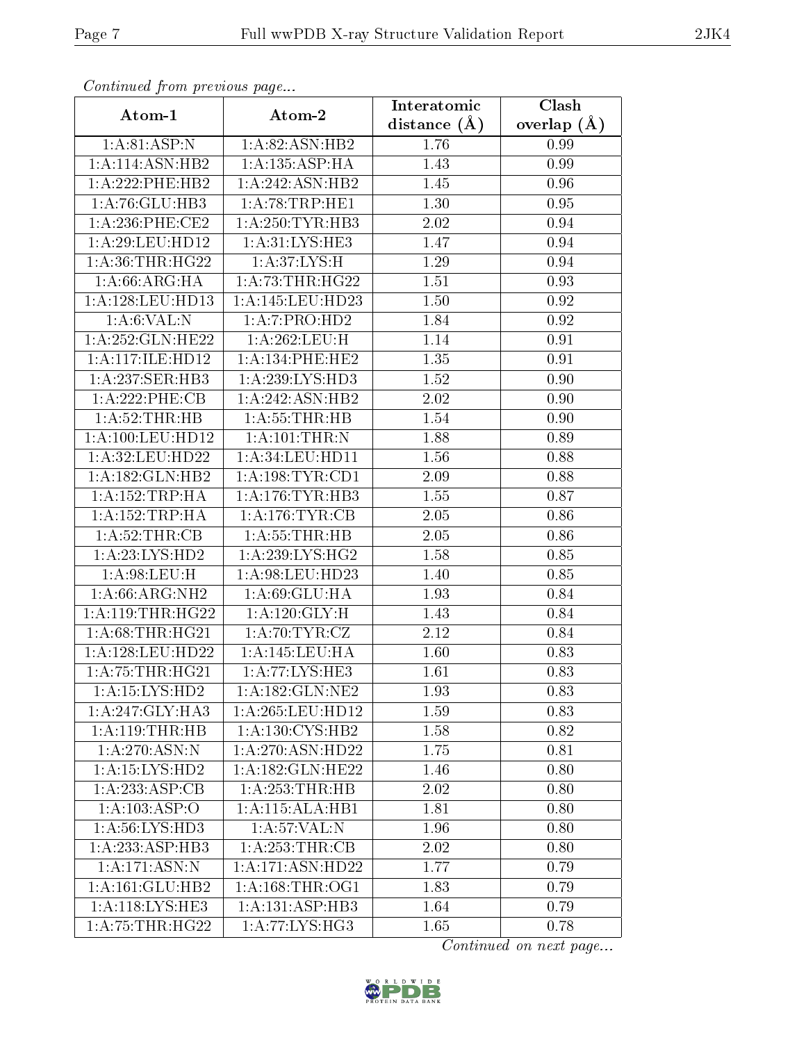*Continued from previous page...*

| Atom-1 | Atom-2 | Interatomic distance (Å) | Clash overlap (Å) |
|---|---|---|---|
| 1:A:81:ASP:N | 1:A:82:ASN:HB2 | 1.76 | 0.99 |
| 1:A:114:ASN:HB2 | 1:A:135:ASP:HA | 1.43 | 0.99 |
| 1:A:222:PHE:HB2 | 1:A:242:ASN:HB2 | 1.45 | 0.96 |
| 1:A:76:GLU:HB3 | 1:A:78:TRP:HE1 | 1.30 | 0.95 |
| 1:A:236:PHE:CE2 | 1:A:250:TYR:HB3 | 2.02 | 0.94 |
| 1:A:29:LEU:HD12 | 1:A:31:LYS:HE3 | 1.47 | 0.94 |
| 1:A:36:THR:HG22 | 1:A:37:LYS:H | 1.29 | 0.94 |
| 1:A:66:ARG:HA | 1:A:73:THR:HG22 | 1.51 | 0.93 |
| 1:A:128:LEU:HD13 | 1:A:145:LEU:HD23 | 1.50 | 0.92 |
| 1:A:6:VAL:N | 1:A:7:PRO:HD2 | 1.84 | 0.92 |
| 1:A:252:GLN:HE22 | 1:A:262:LEU:H | 1.14 | 0.91 |
| 1:A:117:ILE:HD12 | 1:A:134:PHE:HE2 | 1.35 | 0.91 |
| 1:A:237:SER:HB3 | 1:A:239:LYS:HD3 | 1.52 | 0.90 |
| 1:A:222:PHE:CB | 1:A:242:ASN:HB2 | 2.02 | 0.90 |
| 1:A:52:THR:HB | 1:A:55:THR:HB | 1.54 | 0.90 |
| 1:A:100:LEU:HD12 | 1:A:101:THR:N | 1.88 | 0.89 |
| 1:A:32:LEU:HD22 | 1:A:34:LEU:HD11 | 1.56 | 0.88 |
| 1:A:182:GLN:HB2 | 1:A:198:TYR:CD1 | 2.09 | 0.88 |
| 1:A:152:TRP:HA | 1:A:176:TYR:HB3 | 1.55 | 0.87 |
| 1:A:152:TRP:HA | 1:A:176:TYR:CB | 2.05 | 0.86 |
| 1:A:52:THR:CB | 1:A:55:THR:HB | 2.05 | 0.86 |
| 1:A:23:LYS:HD2 | 1:A:239:LYS:HG2 | 1.58 | 0.85 |
| 1:A:98:LEU:H | 1:A:98:LEU:HD23 | 1.40 | 0.85 |
| 1:A:66:ARG:NH2 | 1:A:69:GLU:HA | 1.93 | 0.84 |
| 1:A:119:THR:HG22 | 1:A:120:GLY:H | 1.43 | 0.84 |
| 1:A:68:THR:HG21 | 1:A:70:TYR:CZ | 2.12 | 0.84 |
| 1:A:128:LEU:HD22 | 1:A:145:LEU:HA | 1.60 | 0.83 |
| 1:A:75:THR:HG21 | 1:A:77:LYS:HE3 | 1.61 | 0.83 |
| 1:A:15:LYS:HD2 | 1:A:182:GLN:NE2 | 1.93 | 0.83 |
| 1:A:247:GLY:HA3 | 1:A:265:LEU:HD12 | 1.59 | 0.83 |
| 1:A:119:THR:HB | 1:A:130:CYS:HB2 | 1.58 | 0.82 |
| 1:A:270:ASN:N | 1:A:270:ASN:HD22 | 1.75 | 0.81 |
| 1:A:15:LYS:HD2 | 1:A:182:GLN:HE22 | 1.46 | 0.80 |
| 1:A:233:ASP:CB | 1:A:253:THR:HB | 2.02 | 0.80 |
| 1:A:103:ASP:O | 1:A:115:ALA:HB1 | 1.81 | 0.80 |
| 1:A:56:LYS:HD3 | 1:A:57:VAL:N | 1.96 | 0.80 |
| 1:A:233:ASP:HB3 | 1:A:253:THR:CB | 2.02 | 0.80 |
| 1:A:171:ASN:N | 1:A:171:ASN:HD22 | 1.77 | 0.79 |
| 1:A:161:GLU:HB2 | 1:A:168:THR:OG1 | 1.83 | 0.79 |
| 1:A:118:LYS:HE3 | 1:A:131:ASP:HB3 | 1.64 | 0.79 |
| 1:A:75:THR:HG22 | 1:A:77:LYS:HG3 | 1.65 | 0.78 |

*Continued on next page...*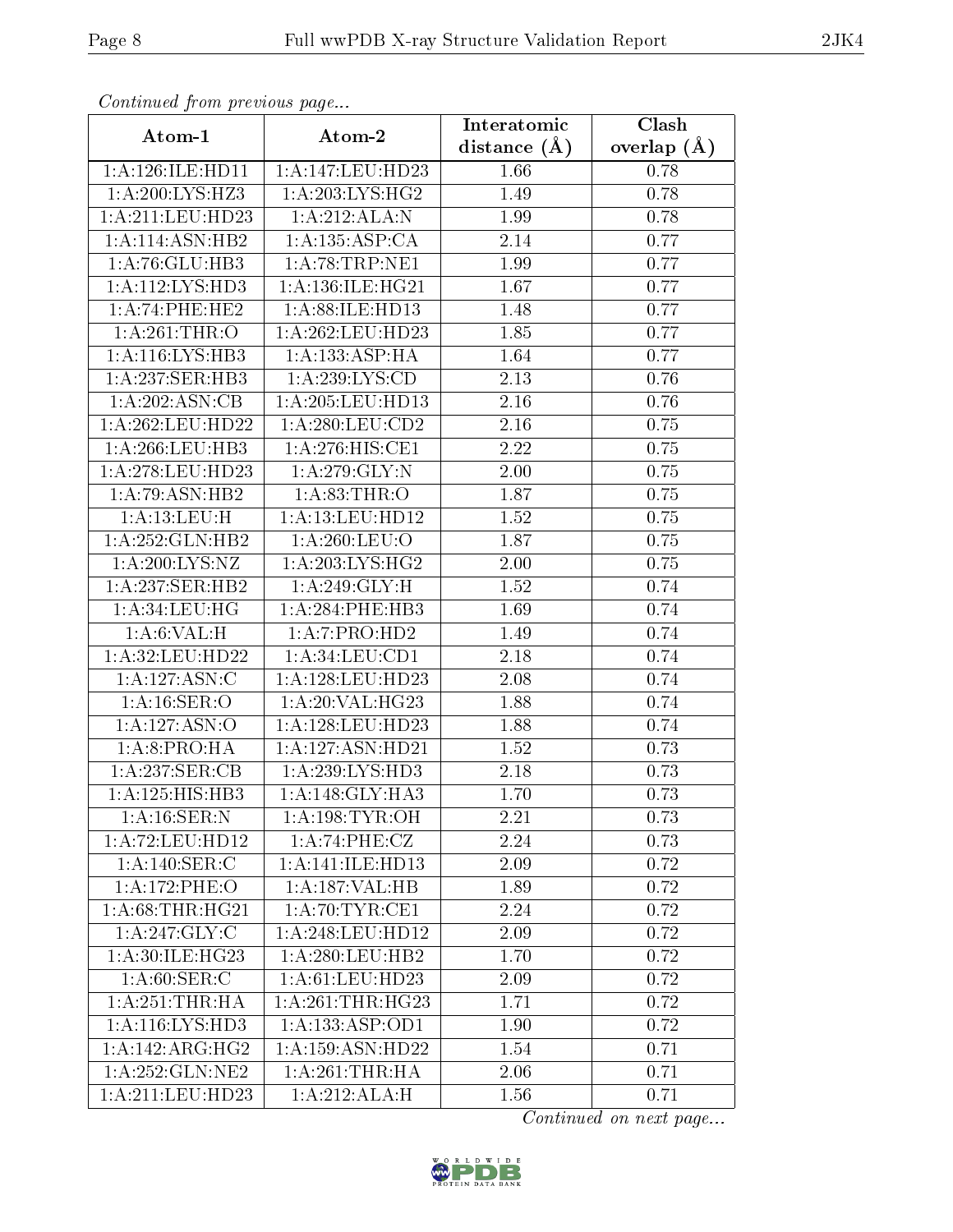*Continued from previous page...*

| Atom-1 | Atom-2 | Interatomic distance (Å) | Clash overlap (Å) |
|---|---|---|---|
| 1:A:126:ILE:HD11 | 1:A:147:LEU:HD23 | 1.66 | 0.78 |
| 1:A:200:LYS:HZ3 | 1:A:203:LYS:HG2 | 1.49 | 0.78 |
| 1:A:211:LEU:HD23 | 1:A:212:ALA:N | 1.99 | 0.78 |
| 1:A:114:ASN:HB2 | 1:A:135:ASP:CA | 2.14 | 0.77 |
| 1:A:76:GLU:HB3 | 1:A:78:TRP:NE1 | 1.99 | 0.77 |
| 1:A:112:LYS:HD3 | 1:A:136:ILE:HG21 | 1.67 | 0.77 |
| 1:A:74:PHE:HE2 | 1:A:88:ILE:HD13 | 1.48 | 0.77 |
| 1:A:261:THR:O | 1:A:262:LEU:HD23 | 1.85 | 0.77 |
| 1:A:116:LYS:HB3 | 1:A:133:ASP:HA | 1.64 | 0.77 |
| 1:A:237:SER:HB3 | 1:A:239:LYS:CD | 2.13 | 0.76 |
| 1:A:202:ASN:CB | 1:A:205:LEU:HD13 | 2.16 | 0.76 |
| 1:A:262:LEU:HD22 | 1:A:280:LEU:CD2 | 2.16 | 0.75 |
| 1:A:266:LEU:HB3 | 1:A:276:HIS:CE1 | 2.22 | 0.75 |
| 1:A:278:LEU:HD23 | 1:A:279:GLY:N | 2.00 | 0.75 |
| 1:A:79:ASN:HB2 | 1:A:83:THR:O | 1.87 | 0.75 |
| 1:A:13:LEU:H | 1:A:13:LEU:HD12 | 1.52 | 0.75 |
| 1:A:252:GLN:HB2 | 1:A:260:LEU:O | 1.87 | 0.75 |
| 1:A:200:LYS:NZ | 1:A:203:LYS:HG2 | 2.00 | 0.75 |
| 1:A:237:SER:HB2 | 1:A:249:GLY:H | 1.52 | 0.74 |
| 1:A:34:LEU:HG | 1:A:284:PHE:HB3 | 1.69 | 0.74 |
| 1:A:6:VAL:H | 1:A:7:PRO:HD2 | 1.49 | 0.74 |
| 1:A:32:LEU:HD22 | 1:A:34:LEU:CD1 | 2.18 | 0.74 |
| 1:A:127:ASN:C | 1:A:128:LEU:HD23 | 2.08 | 0.74 |
| 1:A:16:SER:O | 1:A:20:VAL:HG23 | 1.88 | 0.74 |
| 1:A:127:ASN:O | 1:A:128:LEU:HD23 | 1.88 | 0.74 |
| 1:A:8:PRO:HA | 1:A:127:ASN:HD21 | 1.52 | 0.73 |
| 1:A:237:SER:CB | 1:A:239:LYS:HD3 | 2.18 | 0.73 |
| 1:A:125:HIS:HB3 | 1:A:148:GLY:HA3 | 1.70 | 0.73 |
| 1:A:16:SER:N | 1:A:198:TYR:OH | 2.21 | 0.73 |
| 1:A:72:LEU:HD12 | 1:A:74:PHE:CZ | 2.24 | 0.73 |
| 1:A:140:SER:C | 1:A:141:ILE:HD13 | 2.09 | 0.72 |
| 1:A:172:PHE:O | 1:A:187:VAL:HB | 1.89 | 0.72 |
| 1:A:68:THR:HG21 | 1:A:70:TYR:CE1 | 2.24 | 0.72 |
| 1:A:247:GLY:C | 1:A:248:LEU:HD12 | 2.09 | 0.72 |
| 1:A:30:ILE:HG23 | 1:A:280:LEU:HB2 | 1.70 | 0.72 |
| 1:A:60:SER:C | 1:A:61:LEU:HD23 | 2.09 | 0.72 |
| 1:A:251:THR:HA | 1:A:261:THR:HG23 | 1.71 | 0.72 |
| 1:A:116:LYS:HD3 | 1:A:133:ASP:OD1 | 1.90 | 0.72 |
| 1:A:142:ARG:HG2 | 1:A:159:ASN:HD22 | 1.54 | 0.71 |
| 1:A:252:GLN:NE2 | 1:A:261:THR:HA | 2.06 | 0.71 |
| 1:A:211:LEU:HD23 | 1:A:212:ALA:H | 1.56 | 0.71 |

*Continued on next page...*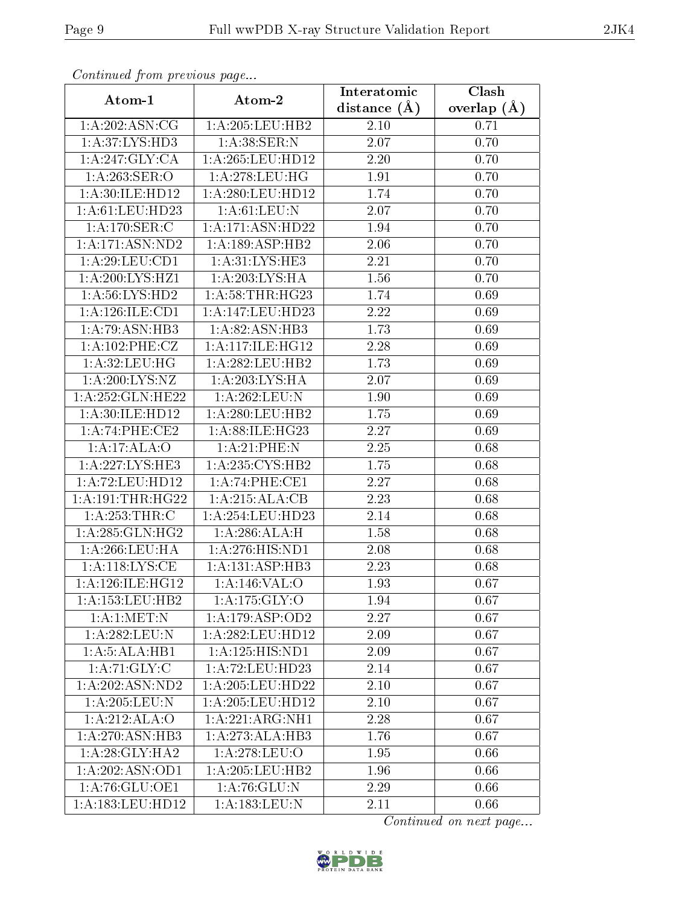*Continued from previous page...*

| Atom-1 | Atom-2 | Interatomic distance (Å) | Clash overlap (Å) |
| --- | --- | --- | --- |
| 1:A:202:ASN:CG | 1:A:205:LEU:HB2 | 2.10 | 0.71 |
| 1:A:37:LYS:HD3 | 1:A:38:SER:N | 2.07 | 0.70 |
| 1:A:247:GLY:CA | 1:A:265:LEU:HD12 | 2.20 | 0.70 |
| 1:A:263:SER:O | 1:A:278:LEU:HG | 1.91 | 0.70 |
| 1:A:30:ILE:HD12 | 1:A:280:LEU:HD12 | 1.74 | 0.70 |
| 1:A:61:LEU:HD23 | 1:A:61:LEU:N | 2.07 | 0.70 |
| 1:A:170:SER:C | 1:A:171:ASN:HD22 | 1.94 | 0.70 |
| 1:A:171:ASN:ND2 | 1:A:189:ASP:HB2 | 2.06 | 0.70 |
| 1:A:29:LEU:CD1 | 1:A:31:LYS:HE3 | 2.21 | 0.70 |
| 1:A:200:LYS:HZ1 | 1:A:203:LYS:HA | 1.56 | 0.70 |
| 1:A:56:LYS:HD2 | 1:A:58:THR:HG23 | 1.74 | 0.69 |
| 1:A:126:ILE:CD1 | 1:A:147:LEU:HD23 | 2.22 | 0.69 |
| 1:A:79:ASN:HB3 | 1:A:82:ASN:HB3 | 1.73 | 0.69 |
| 1:A:102:PHE:CZ | 1:A:117:ILE:HG12 | 2.28 | 0.69 |
| 1:A:32:LEU:HG | 1:A:282:LEU:HB2 | 1.73 | 0.69 |
| 1:A:200:LYS:NZ | 1:A:203:LYS:HA | 2.07 | 0.69 |
| 1:A:252:GLN:HE22 | 1:A:262:LEU:N | 1.90 | 0.69 |
| 1:A:30:ILE:HD12 | 1:A:280:LEU:HB2 | 1.75 | 0.69 |
| 1:A:74:PHE:CE2 | 1:A:88:ILE:HG23 | 2.27 | 0.69 |
| 1:A:17:ALA:O | 1:A:21:PHE:N | 2.25 | 0.68 |
| 1:A:227:LYS:HE3 | 1:A:235:CYS:HB2 | 1.75 | 0.68 |
| 1:A:72:LEU:HD12 | 1:A:74:PHE:CE1 | 2.27 | 0.68 |
| 1:A:191:THR:HG22 | 1:A:215:ALA:CB | 2.23 | 0.68 |
| 1:A:253:THR:C | 1:A:254:LEU:HD23 | 2.14 | 0.68 |
| 1:A:285:GLN:HG2 | 1:A:286:ALA:H | 1.58 | 0.68 |
| 1:A:266:LEU:HA | 1:A:276:HIS:ND1 | 2.08 | 0.68 |
| 1:A:118:LYS:CE | 1:A:131:ASP:HB3 | 2.23 | 0.68 |
| 1:A:126:ILE:HG12 | 1:A:146:VAL:O | 1.93 | 0.67 |
| 1:A:153:LEU:HB2 | 1:A:175:GLY:O | 1.94 | 0.67 |
| 1:A:1:MET:N | 1:A:179:ASP:OD2 | 2.27 | 0.67 |
| 1:A:282:LEU:N | 1:A:282:LEU:HD12 | 2.09 | 0.67 |
| 1:A:5:ALA:HB1 | 1:A:125:HIS:ND1 | 2.09 | 0.67 |
| 1:A:71:GLY:C | 1:A:72:LEU:HD23 | 2.14 | 0.67 |
| 1:A:202:ASN:ND2 | 1:A:205:LEU:HD22 | 2.10 | 0.67 |
| 1:A:205:LEU:N | 1:A:205:LEU:HD12 | 2.10 | 0.67 |
| 1:A:212:ALA:O | 1:A:221:ARG:NH1 | 2.28 | 0.67 |
| 1:A:270:ASN:HB3 | 1:A:273:ALA:HB3 | 1.76 | 0.67 |
| 1:A:28:GLY:HA2 | 1:A:278:LEU:O | 1.95 | 0.66 |
| 1:A:202:ASN:OD1 | 1:A:205:LEU:HB2 | 1.96 | 0.66 |
| 1:A:76:GLU:OE1 | 1:A:76:GLU:N | 2.29 | 0.66 |
| 1:A:183:LEU:HD12 | 1:A:183:LEU:N | 2.11 | 0.66 |

*Continued on next page...*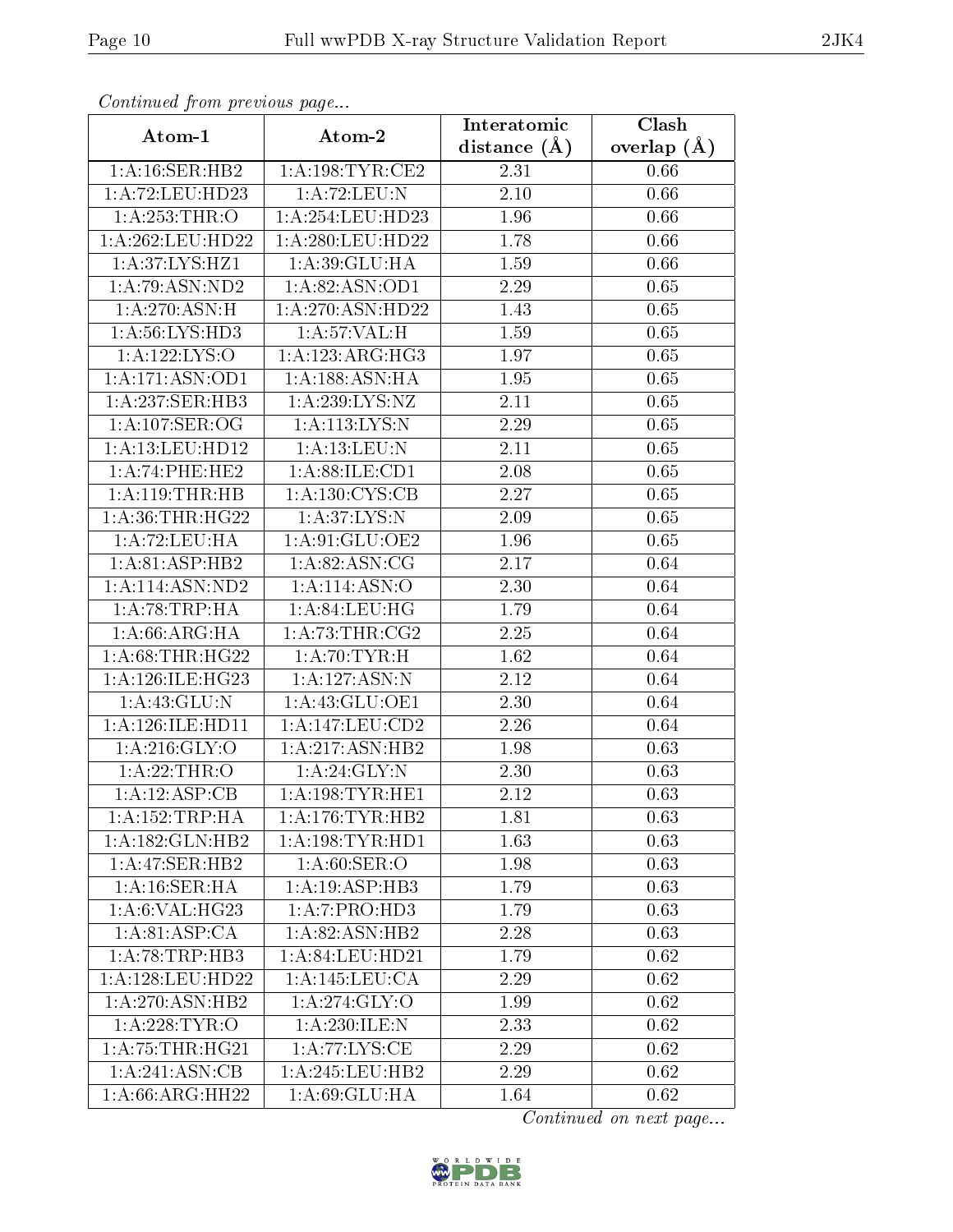*Continued from previous page...*

| Atom-1 | Atom-2 | Interatomic distance (Å) | Clash overlap (Å) |
|---|---|---|---|
| 1:A:16:SER:HB2 | 1:A:198:TYR:CE2 | 2.31 | 0.66 |
| 1:A:72:LEU:HD23 | 1:A:72:LEU:N | 2.10 | 0.66 |
| 1:A:253:THR:O | 1:A:254:LEU:HD23 | 1.96 | 0.66 |
| 1:A:262:LEU:HD22 | 1:A:280:LEU:HD22 | 1.78 | 0.66 |
| 1:A:37:LYS:HZ1 | 1:A:39:GLU:HA | 1.59 | 0.66 |
| 1:A:79:ASN:ND2 | 1:A:82:ASN:OD1 | 2.29 | 0.65 |
| 1:A:270:ASN:H | 1:A:270:ASN:HD22 | 1.43 | 0.65 |
| 1:A:56:LYS:HD3 | 1:A:57:VAL:H | 1.59 | 0.65 |
| 1:A:122:LYS:O | 1:A:123:ARG:HG3 | 1.97 | 0.65 |
| 1:A:171:ASN:OD1 | 1:A:188:ASN:HA | 1.95 | 0.65 |
| 1:A:237:SER:HB3 | 1:A:239:LYS:NZ | 2.11 | 0.65 |
| 1:A:107:SER:OG | 1:A:113:LYS:N | 2.29 | 0.65 |
| 1:A:13:LEU:HD12 | 1:A:13:LEU:N | 2.11 | 0.65 |
| 1:A:74:PHE:HE2 | 1:A:88:ILE:CD1 | 2.08 | 0.65 |
| 1:A:119:THR:HB | 1:A:130:CYS:CB | 2.27 | 0.65 |
| 1:A:36:THR:HG22 | 1:A:37:LYS:N | 2.09 | 0.65 |
| 1:A:72:LEU:HA | 1:A:91:GLU:OE2 | 1.96 | 0.65 |
| 1:A:81:ASP:HB2 | 1:A:82:ASN:CG | 2.17 | 0.64 |
| 1:A:114:ASN:ND2 | 1:A:114:ASN:O | 2.30 | 0.64 |
| 1:A:78:TRP:HA | 1:A:84:LEU:HG | 1.79 | 0.64 |
| 1:A:66:ARG:HA | 1:A:73:THR:CG2 | 2.25 | 0.64 |
| 1:A:68:THR:HG22 | 1:A:70:TYR:H | 1.62 | 0.64 |
| 1:A:126:ILE:HG23 | 1:A:127:ASN:N | 2.12 | 0.64 |
| 1:A:43:GLU:N | 1:A:43:GLU:OE1 | 2.30 | 0.64 |
| 1:A:126:ILE:HD11 | 1:A:147:LEU:CD2 | 2.26 | 0.64 |
| 1:A:216:GLY:O | 1:A:217:ASN:HB2 | 1.98 | 0.63 |
| 1:A:22:THR:O | 1:A:24:GLY:N | 2.30 | 0.63 |
| 1:A:12:ASP:CB | 1:A:198:TYR:HE1 | 2.12 | 0.63 |
| 1:A:152:TRP:HA | 1:A:176:TYR:HB2 | 1.81 | 0.63 |
| 1:A:182:GLN:HB2 | 1:A:198:TYR:HD1 | 1.63 | 0.63 |
| 1:A:47:SER:HB2 | 1:A:60:SER:O | 1.98 | 0.63 |
| 1:A:16:SER:HA | 1:A:19:ASP:HB3 | 1.79 | 0.63 |
| 1:A:6:VAL:HG23 | 1:A:7:PRO:HD3 | 1.79 | 0.63 |
| 1:A:81:ASP:CA | 1:A:82:ASN:HB2 | 2.28 | 0.63 |
| 1:A:78:TRP:HB3 | 1:A:84:LEU:HD21 | 1.79 | 0.62 |
| 1:A:128:LEU:HD22 | 1:A:145:LEU:CA | 2.29 | 0.62 |
| 1:A:270:ASN:HB2 | 1:A:274:GLY:O | 1.99 | 0.62 |
| 1:A:228:TYR:O | 1:A:230:ILE:N | 2.33 | 0.62 |
| 1:A:75:THR:HG21 | 1:A:77:LYS:CE | 2.29 | 0.62 |
| 1:A:241:ASN:CB | 1:A:245:LEU:HB2 | 2.29 | 0.62 |
| 1:A:66:ARG:HH22 | 1:A:69:GLU:HA | 1.64 | 0.62 |

*Continued on next page...*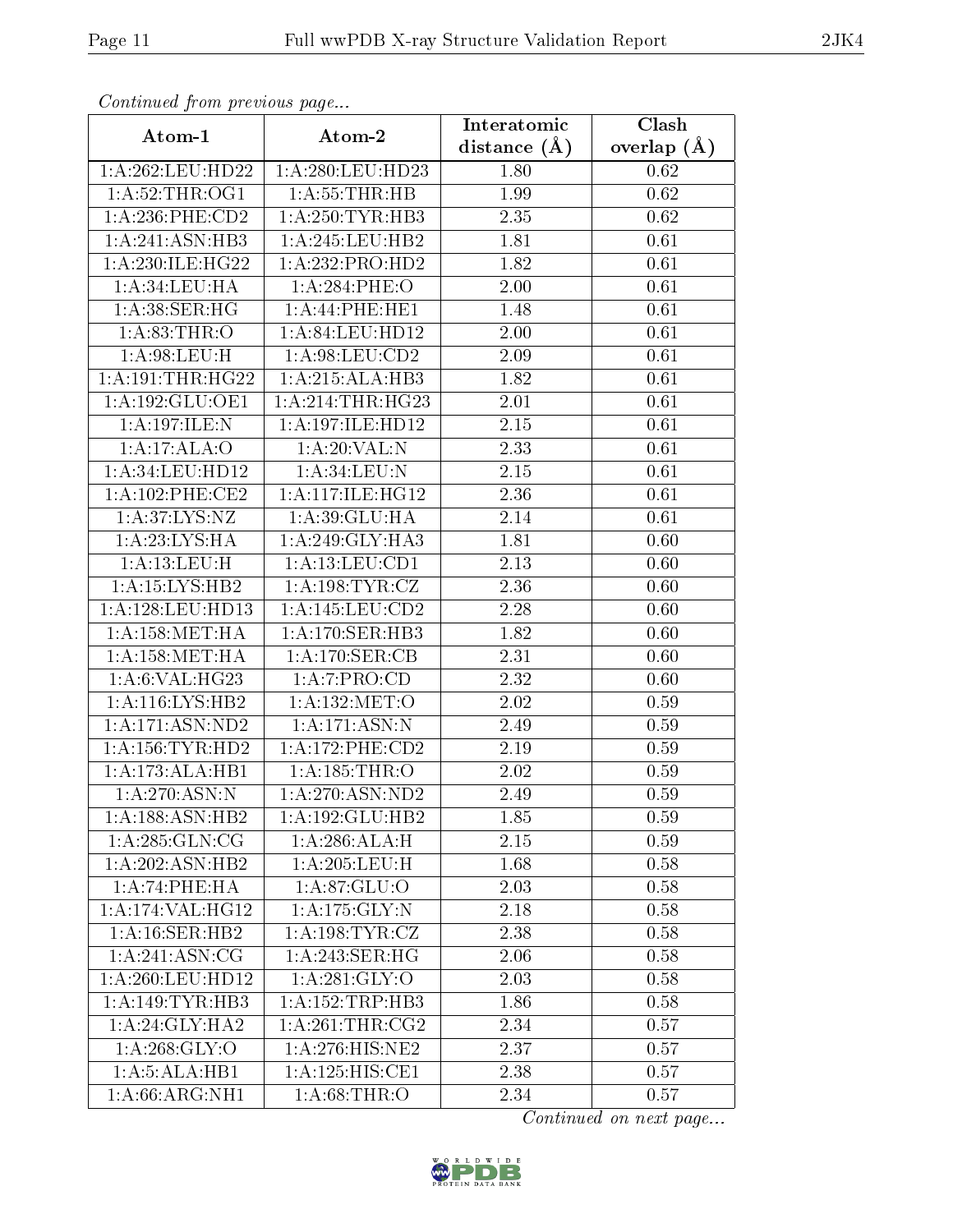*Continued from previous page...*

| Atom-1 | Atom-2 | Interatomic distance (Å) | Clash overlap (Å) |
|---|---|---|---|
| 1:A:262:LEU:HD22 | 1:A:280:LEU:HD23 | 1.80 | 0.62 |
| 1:A:52:THR:OG1 | 1:A:55:THR:HB | 1.99 | 0.62 |
| 1:A:236:PHE:CD2 | 1:A:250:TYR:HB3 | 2.35 | 0.62 |
| 1:A:241:ASN:HB3 | 1:A:245:LEU:HB2 | 1.81 | 0.61 |
| 1:A:230:ILE:HG22 | 1:A:232:PRO:HD2 | 1.82 | 0.61 |
| 1:A:34:LEU:HA | 1:A:284:PHE:O | 2.00 | 0.61 |
| 1:A:38:SER:HG | 1:A:44:PHE:HE1 | 1.48 | 0.61 |
| 1:A:83:THR:O | 1:A:84:LEU:HD12 | 2.00 | 0.61 |
| 1:A:98:LEU:H | 1:A:98:LEU:CD2 | 2.09 | 0.61 |
| 1:A:191:THR:HG22 | 1:A:215:ALA:HB3 | 1.82 | 0.61 |
| 1:A:192:GLU:OE1 | 1:A:214:THR:HG23 | 2.01 | 0.61 |
| 1:A:197:ILE:N | 1:A:197:ILE:HD12 | 2.15 | 0.61 |
| 1:A:17:ALA:O | 1:A:20:VAL:N | 2.33 | 0.61 |
| 1:A:34:LEU:HD12 | 1:A:34:LEU:N | 2.15 | 0.61 |
| 1:A:102:PHE:CE2 | 1:A:117:ILE:HG12 | 2.36 | 0.61 |
| 1:A:37:LYS:NZ | 1:A:39:GLU:HA | 2.14 | 0.61 |
| 1:A:23:LYS:HA | 1:A:249:GLY:HA3 | 1.81 | 0.60 |
| 1:A:13:LEU:H | 1:A:13:LEU:CD1 | 2.13 | 0.60 |
| 1:A:15:LYS:HB2 | 1:A:198:TYR:CZ | 2.36 | 0.60 |
| 1:A:128:LEU:HD13 | 1:A:145:LEU:CD2 | 2.28 | 0.60 |
| 1:A:158:MET:HA | 1:A:170:SER:HB3 | 1.82 | 0.60 |
| 1:A:158:MET:HA | 1:A:170:SER:CB | 2.31 | 0.60 |
| 1:A:6:VAL:HG23 | 1:A:7:PRO:CD | 2.32 | 0.60 |
| 1:A:116:LYS:HB2 | 1:A:132:MET:O | 2.02 | 0.59 |
| 1:A:171:ASN:ND2 | 1:A:171:ASN:N | 2.49 | 0.59 |
| 1:A:156:TYR:HD2 | 1:A:172:PHE:CD2 | 2.19 | 0.59 |
| 1:A:173:ALA:HB1 | 1:A:185:THR:O | 2.02 | 0.59 |
| 1:A:270:ASN:N | 1:A:270:ASN:ND2 | 2.49 | 0.59 |
| 1:A:188:ASN:HB2 | 1:A:192:GLU:HB2 | 1.85 | 0.59 |
| 1:A:285:GLN:CG | 1:A:286:ALA:H | 2.15 | 0.59 |
| 1:A:202:ASN:HB2 | 1:A:205:LEU:H | 1.68 | 0.58 |
| 1:A:74:PHE:HA | 1:A:87:GLU:O | 2.03 | 0.58 |
| 1:A:174:VAL:HG12 | 1:A:175:GLY:N | 2.18 | 0.58 |
| 1:A:16:SER:HB2 | 1:A:198:TYR:CZ | 2.38 | 0.58 |
| 1:A:241:ASN:CG | 1:A:243:SER:HG | 2.06 | 0.58 |
| 1:A:260:LEU:HD12 | 1:A:281:GLY:O | 2.03 | 0.58 |
| 1:A:149:TYR:HB3 | 1:A:152:TRP:HB3 | 1.86 | 0.58 |
| 1:A:24:GLY:HA2 | 1:A:261:THR:CG2 | 2.34 | 0.57 |
| 1:A:268:GLY:O | 1:A:276:HIS:NE2 | 2.37 | 0.57 |
| 1:A:5:ALA:HB1 | 1:A:125:HIS:CE1 | 2.38 | 0.57 |
| 1:A:66:ARG:NH1 | 1:A:68:THR:O | 2.34 | 0.57 |

*Continued on next page...*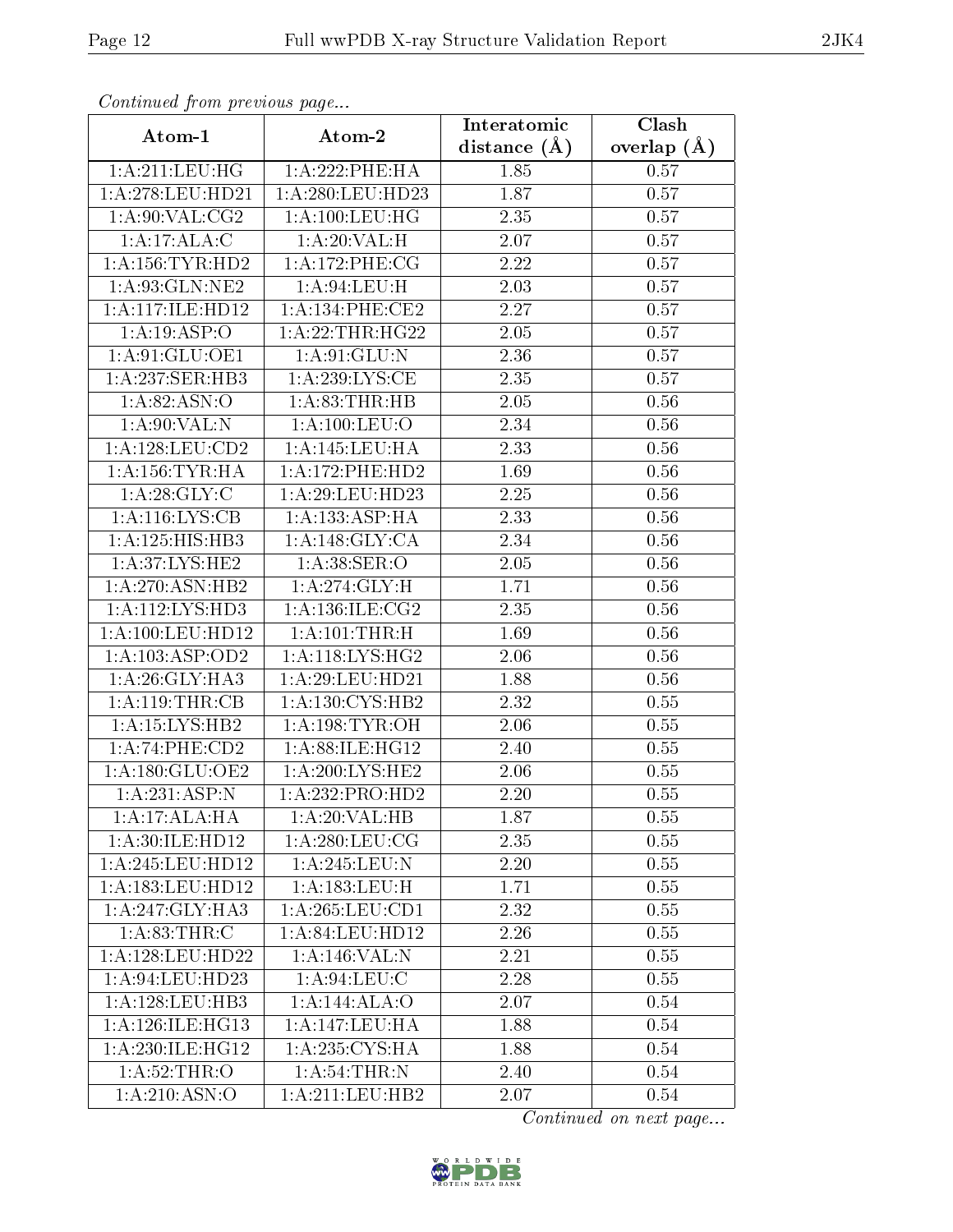*Continued from previous page...*

| Atom-1 | Atom-2 | Interatomic distance (Å) | Clash overlap (Å) |
|---|---|---|---|
| 1:A:211:LEU:HG | 1:A:222:PHE:HA | 1.85 | 0.57 |
| 1:A:278:LEU:HD21 | 1:A:280:LEU:HD23 | 1.87 | 0.57 |
| 1:A:90:VAL:CG2 | 1:A:100:LEU:HG | 2.35 | 0.57 |
| 1:A:17:ALA:C | 1:A:20:VAL:H | 2.07 | 0.57 |
| 1:A:156:TYR:HD2 | 1:A:172:PHE:CG | 2.22 | 0.57 |
| 1:A:93:GLN:NE2 | 1:A:94:LEU:H | 2.03 | 0.57 |
| 1:A:117:ILE:HD12 | 1:A:134:PHE:CE2 | 2.27 | 0.57 |
| 1:A:19:ASP:O | 1:A:22:THR:HG22 | 2.05 | 0.57 |
| 1:A:91:GLU:OE1 | 1:A:91:GLU:N | 2.36 | 0.57 |
| 1:A:237:SER:HB3 | 1:A:239:LYS:CE | 2.35 | 0.57 |
| 1:A:82:ASN:O | 1:A:83:THR:HB | 2.05 | 0.56 |
| 1:A:90:VAL:N | 1:A:100:LEU:O | 2.34 | 0.56 |
| 1:A:128:LEU:CD2 | 1:A:145:LEU:HA | 2.33 | 0.56 |
| 1:A:156:TYR:HA | 1:A:172:PHE:HD2 | 1.69 | 0.56 |
| 1:A:28:GLY:C | 1:A:29:LEU:HD23 | 2.25 | 0.56 |
| 1:A:116:LYS:CB | 1:A:133:ASP:HA | 2.33 | 0.56 |
| 1:A:125:HIS:HB3 | 1:A:148:GLY:CA | 2.34 | 0.56 |
| 1:A:37:LYS:HE2 | 1:A:38:SER:O | 2.05 | 0.56 |
| 1:A:270:ASN:HB2 | 1:A:274:GLY:H | 1.71 | 0.56 |
| 1:A:112:LYS:HD3 | 1:A:136:ILE:CG2 | 2.35 | 0.56 |
| 1:A:100:LEU:HD12 | 1:A:101:THR:H | 1.69 | 0.56 |
| 1:A:103:ASP:OD2 | 1:A:118:LYS:HG2 | 2.06 | 0.56 |
| 1:A:26:GLY:HA3 | 1:A:29:LEU:HD21 | 1.88 | 0.56 |
| 1:A:119:THR:CB | 1:A:130:CYS:HB2 | 2.32 | 0.55 |
| 1:A:15:LYS:HB2 | 1:A:198:TYR:OH | 2.06 | 0.55 |
| 1:A:74:PHE:CD2 | 1:A:88:ILE:HG12 | 2.40 | 0.55 |
| 1:A:180:GLU:OE2 | 1:A:200:LYS:HE2 | 2.06 | 0.55 |
| 1:A:231:ASP:N | 1:A:232:PRO:HD2 | 2.20 | 0.55 |
| 1:A:17:ALA:HA | 1:A:20:VAL:HB | 1.87 | 0.55 |
| 1:A:30:ILE:HD12 | 1:A:280:LEU:CG | 2.35 | 0.55 |
| 1:A:245:LEU:HD12 | 1:A:245:LEU:N | 2.20 | 0.55 |
| 1:A:183:LEU:HD12 | 1:A:183:LEU:H | 1.71 | 0.55 |
| 1:A:247:GLY:HA3 | 1:A:265:LEU:CD1 | 2.32 | 0.55 |
| 1:A:83:THR:C | 1:A:84:LEU:HD12 | 2.26 | 0.55 |
| 1:A:128:LEU:HD22 | 1:A:146:VAL:N | 2.21 | 0.55 |
| 1:A:94:LEU:HD23 | 1:A:94:LEU:C | 2.28 | 0.55 |
| 1:A:128:LEU:HB3 | 1:A:144:ALA:O | 2.07 | 0.54 |
| 1:A:126:ILE:HG13 | 1:A:147:LEU:HA | 1.88 | 0.54 |
| 1:A:230:ILE:HG12 | 1:A:235:CYS:HA | 1.88 | 0.54 |
| 1:A:52:THR:O | 1:A:54:THR:N | 2.40 | 0.54 |
| 1:A:210:ASN:O | 1:A:211:LEU:HB2 | 2.07 | 0.54 |

*Continued on next page...*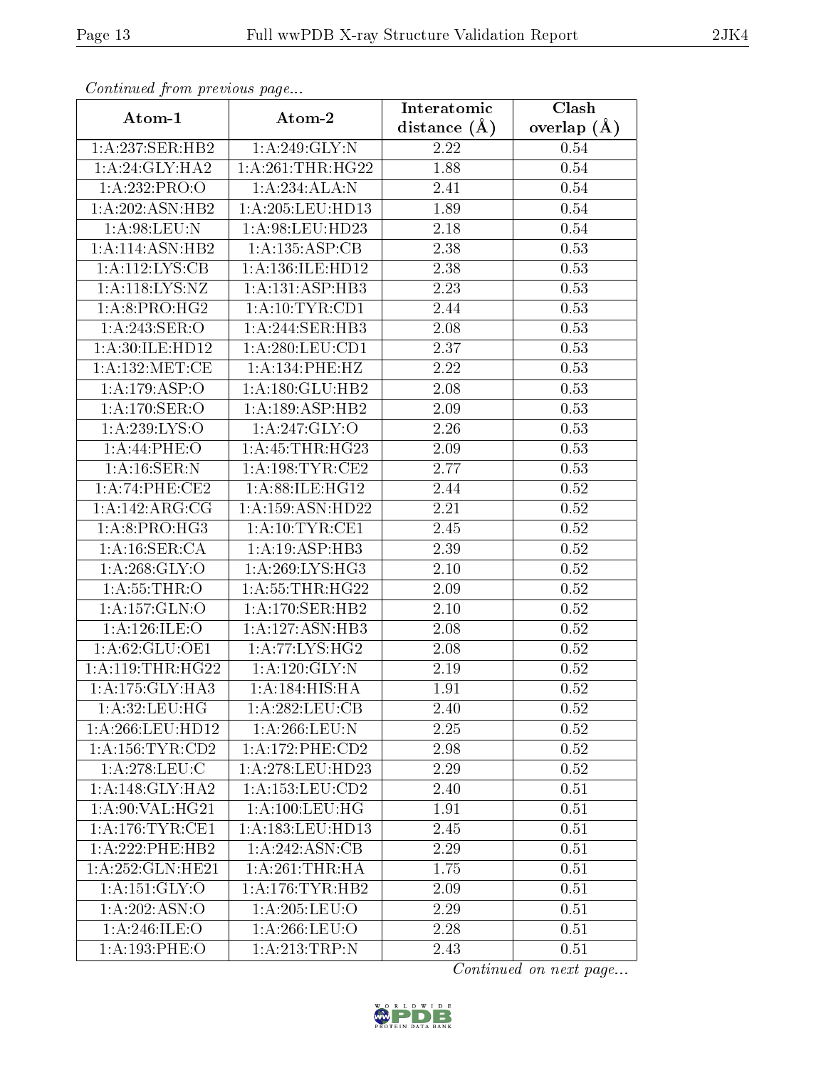*Continued from previous page...*

| Atom-1 | Atom-2 | Interatomic distance (Å) | Clash overlap (Å) |
| --- | --- | --- | --- |
| 1:A:237:SER:HB2 | 1:A:249:GLY:N | 2.22 | 0.54 |
| 1:A:24:GLY:HA2 | 1:A:261:THR:HG22 | 1.88 | 0.54 |
| 1:A:232:PRO:O | 1:A:234:ALA:N | 2.41 | 0.54 |
| 1:A:202:ASN:HB2 | 1:A:205:LEU:HD13 | 1.89 | 0.54 |
| 1:A:98:LEU:N | 1:A:98:LEU:HD23 | 2.18 | 0.54 |
| 1:A:114:ASN:HB2 | 1:A:135:ASP:CB | 2.38 | 0.53 |
| 1:A:112:LYS:CB | 1:A:136:ILE:HD12 | 2.38 | 0.53 |
| 1:A:118:LYS:NZ | 1:A:131:ASP:HB3 | 2.23 | 0.53 |
| 1:A:8:PRO:HG2 | 1:A:10:TYR:CD1 | 2.44 | 0.53 |
| 1:A:243:SER:O | 1:A:244:SER:HB3 | 2.08 | 0.53 |
| 1:A:30:ILE:HD12 | 1:A:280:LEU:CD1 | 2.37 | 0.53 |
| 1:A:132:MET:CE | 1:A:134:PHE:HZ | 2.22 | 0.53 |
| 1:A:179:ASP:O | 1:A:180:GLU:HB2 | 2.08 | 0.53 |
| 1:A:170:SER:O | 1:A:189:ASP:HB2 | 2.09 | 0.53 |
| 1:A:239:LYS:O | 1:A:247:GLY:O | 2.26 | 0.53 |
| 1:A:44:PHE:O | 1:A:45:THR:HG23 | 2.09 | 0.53 |
| 1:A:16:SER:N | 1:A:198:TYR:CE2 | 2.77 | 0.53 |
| 1:A:74:PHE:CE2 | 1:A:88:ILE:HG12 | 2.44 | 0.52 |
| 1:A:142:ARG:CG | 1:A:159:ASN:HD22 | 2.21 | 0.52 |
| 1:A:8:PRO:HG3 | 1:A:10:TYR:CE1 | 2.45 | 0.52 |
| 1:A:16:SER:CA | 1:A:19:ASP:HB3 | 2.39 | 0.52 |
| 1:A:268:GLY:O | 1:A:269:LYS:HG3 | 2.10 | 0.52 |
| 1:A:55:THR:O | 1:A:55:THR:HG22 | 2.09 | 0.52 |
| 1:A:157:GLN:O | 1:A:170:SER:HB2 | 2.10 | 0.52 |
| 1:A:126:ILE:O | 1:A:127:ASN:HB3 | 2.08 | 0.52 |
| 1:A:62:GLU:OE1 | 1:A:77:LYS:HG2 | 2.08 | 0.52 |
| 1:A:119:THR:HG22 | 1:A:120:GLY:N | 2.19 | 0.52 |
| 1:A:175:GLY:HA3 | 1:A:184:HIS:HA | 1.91 | 0.52 |
| 1:A:32:LEU:HG | 1:A:282:LEU:CB | 2.40 | 0.52 |
| 1:A:266:LEU:HD12 | 1:A:266:LEU:N | 2.25 | 0.52 |
| 1:A:156:TYR:CD2 | 1:A:172:PHE:CD2 | 2.98 | 0.52 |
| 1:A:278:LEU:C | 1:A:278:LEU:HD23 | 2.29 | 0.52 |
| 1:A:148:GLY:HA2 | 1:A:153:LEU:CD2 | 2.40 | 0.51 |
| 1:A:90:VAL:HG21 | 1:A:100:LEU:HG | 1.91 | 0.51 |
| 1:A:176:TYR:CE1 | 1:A:183:LEU:HD13 | 2.45 | 0.51 |
| 1:A:222:PHE:HB2 | 1:A:242:ASN:CB | 2.29 | 0.51 |
| 1:A:252:GLN:HE21 | 1:A:261:THR:HA | 1.75 | 0.51 |
| 1:A:151:GLY:O | 1:A:176:TYR:HB2 | 2.09 | 0.51 |
| 1:A:202:ASN:O | 1:A:205:LEU:O | 2.29 | 0.51 |
| 1:A:246:ILE:O | 1:A:266:LEU:O | 2.28 | 0.51 |
| 1:A:193:PHE:O | 1:A:213:TRP:N | 2.43 | 0.51 |

*Continued on next page...*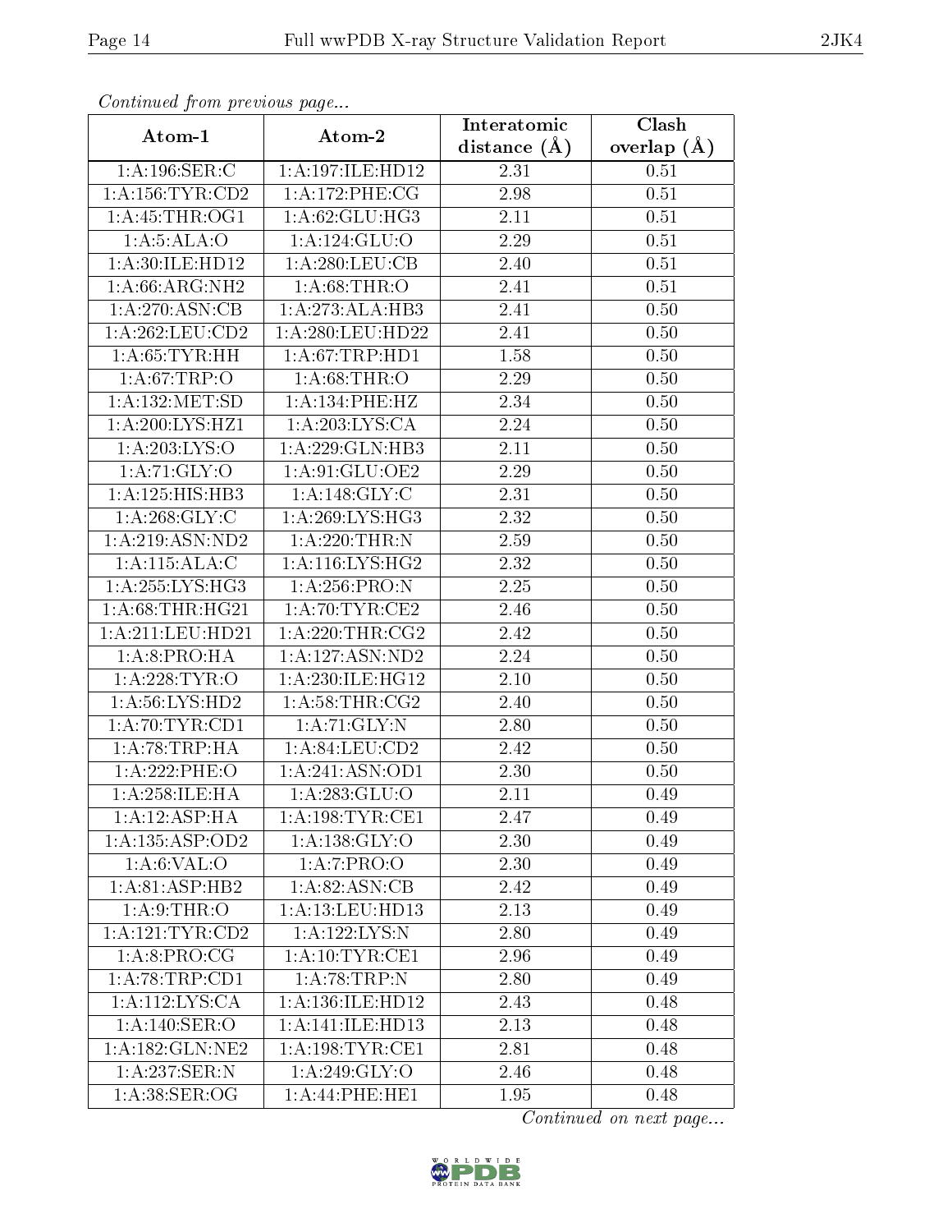*Continued from previous page...*

| Atom-1 | Atom-2 | Interatomic distance (Å) | Clash overlap (Å) |
|---|---|---|---|
| 1:A:196:SER:C | 1:A:197:ILE:HD12 | 2.31 | 0.51 |
| 1:A:156:TYR:CD2 | 1:A:172:PHE:CG | 2.98 | 0.51 |
| 1:A:45:THR:OG1 | 1:A:62:GLU:HG3 | 2.11 | 0.51 |
| 1:A:5:ALA:O | 1:A:124:GLU:O | 2.29 | 0.51 |
| 1:A:30:ILE:HD12 | 1:A:280:LEU:CB | 2.40 | 0.51 |
| 1:A:66:ARG:NH2 | 1:A:68:THR:O | 2.41 | 0.51 |
| 1:A:270:ASN:CB | 1:A:273:ALA:HB3 | 2.41 | 0.50 |
| 1:A:262:LEU:CD2 | 1:A:280:LEU:HD22 | 2.41 | 0.50 |
| 1:A:65:TYR:HH | 1:A:67:TRP:HD1 | 1.58 | 0.50 |
| 1:A:67:TRP:O | 1:A:68:THR:O | 2.29 | 0.50 |
| 1:A:132:MET:SD | 1:A:134:PHE:HZ | 2.34 | 0.50 |
| 1:A:200:LYS:HZ1 | 1:A:203:LYS:CA | 2.24 | 0.50 |
| 1:A:203:LYS:O | 1:A:229:GLN:HB3 | 2.11 | 0.50 |
| 1:A:71:GLY:O | 1:A:91:GLU:OE2 | 2.29 | 0.50 |
| 1:A:125:HIS:HB3 | 1:A:148:GLY:C | 2.31 | 0.50 |
| 1:A:268:GLY:C | 1:A:269:LYS:HG3 | 2.32 | 0.50 |
| 1:A:219:ASN:ND2 | 1:A:220:THR:N | 2.59 | 0.50 |
| 1:A:115:ALA:C | 1:A:116:LYS:HG2 | 2.32 | 0.50 |
| 1:A:255:LYS:HG3 | 1:A:256:PRO:N | 2.25 | 0.50 |
| 1:A:68:THR:HG21 | 1:A:70:TYR:CE2 | 2.46 | 0.50 |
| 1:A:211:LEU:HD21 | 1:A:220:THR:CG2 | 2.42 | 0.50 |
| 1:A:8:PRO:HA | 1:A:127:ASN:ND2 | 2.24 | 0.50 |
| 1:A:228:TYR:O | 1:A:230:ILE:HG12 | 2.10 | 0.50 |
| 1:A:56:LYS:HD2 | 1:A:58:THR:CG2 | 2.40 | 0.50 |
| 1:A:70:TYR:CD1 | 1:A:71:GLY:N | 2.80 | 0.50 |
| 1:A:78:TRP:HA | 1:A:84:LEU:CD2 | 2.42 | 0.50 |
| 1:A:222:PHE:O | 1:A:241:ASN:OD1 | 2.30 | 0.50 |
| 1:A:258:ILE:HA | 1:A:283:GLU:O | 2.11 | 0.49 |
| 1:A:12:ASP:HA | 1:A:198:TYR:CE1 | 2.47 | 0.49 |
| 1:A:135:ASP:OD2 | 1:A:138:GLY:O | 2.30 | 0.49 |
| 1:A:6:VAL:O | 1:A:7:PRO:O | 2.30 | 0.49 |
| 1:A:81:ASP:HB2 | 1:A:82:ASN:CB | 2.42 | 0.49 |
| 1:A:9:THR:O | 1:A:13:LEU:HD13 | 2.13 | 0.49 |
| 1:A:121:TYR:CD2 | 1:A:122:LYS:N | 2.80 | 0.49 |
| 1:A:8:PRO:CG | 1:A:10:TYR:CE1 | 2.96 | 0.49 |
| 1:A:78:TRP:CD1 | 1:A:78:TRP:N | 2.80 | 0.49 |
| 1:A:112:LYS:CA | 1:A:136:ILE:HD12 | 2.43 | 0.48 |
| 1:A:140:SER:O | 1:A:141:ILE:HD13 | 2.13 | 0.48 |
| 1:A:182:GLN:NE2 | 1:A:198:TYR:CE1 | 2.81 | 0.48 |
| 1:A:237:SER:N | 1:A:249:GLY:O | 2.46 | 0.48 |
| 1:A:38:SER:OG | 1:A:44:PHE:HE1 | 1.95 | 0.48 |

*Continued on next page...*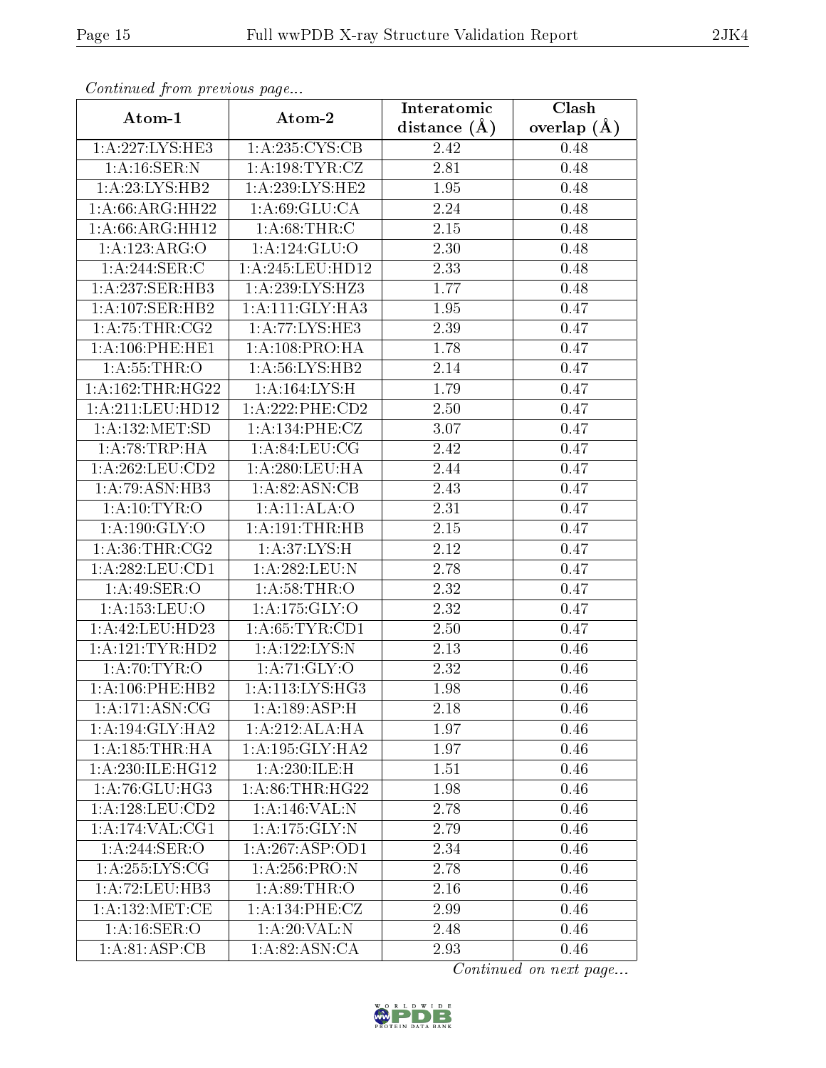*Continued from previous page...*

| Atom-1 | Atom-2 | Interatomic distance (Å) | Clash overlap (Å) |
| --- | --- | --- | --- |
| 1:A:227:LYS:HE3 | 1:A:235:CYS:CB | 2.42 | 0.48 |
| 1:A:16:SER:N | 1:A:198:TYR:CZ | 2.81 | 0.48 |
| 1:A:23:LYS:HB2 | 1:A:239:LYS:HE2 | 1.95 | 0.48 |
| 1:A:66:ARG:HH22 | 1:A:69:GLU:CA | 2.24 | 0.48 |
| 1:A:66:ARG:HH12 | 1:A:68:THR:C | 2.15 | 0.48 |
| 1:A:123:ARG:O | 1:A:124:GLU:O | 2.30 | 0.48 |
| 1:A:244:SER:C | 1:A:245:LEU:HD12 | 2.33 | 0.48 |
| 1:A:237:SER:HB3 | 1:A:239:LYS:HZ3 | 1.77 | 0.48 |
| 1:A:107:SER:HB2 | 1:A:111:GLY:HA3 | 1.95 | 0.47 |
| 1:A:75:THR:CG2 | 1:A:77:LYS:HE3 | 2.39 | 0.47 |
| 1:A:106:PHE:HE1 | 1:A:108:PRO:HA | 1.78 | 0.47 |
| 1:A:55:THR:O | 1:A:56:LYS:HB2 | 2.14 | 0.47 |
| 1:A:162:THR:HG22 | 1:A:164:LYS:H | 1.79 | 0.47 |
| 1:A:211:LEU:HD12 | 1:A:222:PHE:CD2 | 2.50 | 0.47 |
| 1:A:132:MET:SD | 1:A:134:PHE:CZ | 3.07 | 0.47 |
| 1:A:78:TRP:HA | 1:A:84:LEU:CG | 2.42 | 0.47 |
| 1:A:262:LEU:CD2 | 1:A:280:LEU:HA | 2.44 | 0.47 |
| 1:A:79:ASN:HB3 | 1:A:82:ASN:CB | 2.43 | 0.47 |
| 1:A:10:TYR:O | 1:A:11:ALA:O | 2.31 | 0.47 |
| 1:A:190:GLY:O | 1:A:191:THR:HB | 2.15 | 0.47 |
| 1:A:36:THR:CG2 | 1:A:37:LYS:H | 2.12 | 0.47 |
| 1:A:282:LEU:CD1 | 1:A:282:LEU:N | 2.78 | 0.47 |
| 1:A:49:SER:O | 1:A:58:THR:O | 2.32 | 0.47 |
| 1:A:153:LEU:O | 1:A:175:GLY:O | 2.32 | 0.47 |
| 1:A:42:LEU:HD23 | 1:A:65:TYR:CD1 | 2.50 | 0.47 |
| 1:A:121:TYR:HD2 | 1:A:122:LYS:N | 2.13 | 0.46 |
| 1:A:70:TYR:O | 1:A:71:GLY:O | 2.32 | 0.46 |
| 1:A:106:PHE:HB2 | 1:A:113:LYS:HG3 | 1.98 | 0.46 |
| 1:A:171:ASN:CG | 1:A:189:ASP:H | 2.18 | 0.46 |
| 1:A:194:GLY:HA2 | 1:A:212:ALA:HA | 1.97 | 0.46 |
| 1:A:185:THR:HA | 1:A:195:GLY:HA2 | 1.97 | 0.46 |
| 1:A:230:ILE:HG12 | 1:A:230:ILE:H | 1.51 | 0.46 |
| 1:A:76:GLU:HG3 | 1:A:86:THR:HG22 | 1.98 | 0.46 |
| 1:A:128:LEU:CD2 | 1:A:146:VAL:N | 2.78 | 0.46 |
| 1:A:174:VAL:CG1 | 1:A:175:GLY:N | 2.79 | 0.46 |
| 1:A:244:SER:O | 1:A:267:ASP:OD1 | 2.34 | 0.46 |
| 1:A:255:LYS:CG | 1:A:256:PRO:N | 2.78 | 0.46 |
| 1:A:72:LEU:HB3 | 1:A:89:THR:O | 2.16 | 0.46 |
| 1:A:132:MET:CE | 1:A:134:PHE:CZ | 2.99 | 0.46 |
| 1:A:16:SER:O | 1:A:20:VAL:N | 2.48 | 0.46 |
| 1:A:81:ASP:CB | 1:A:82:ASN:CA | 2.93 | 0.46 |

*Continued on next page...*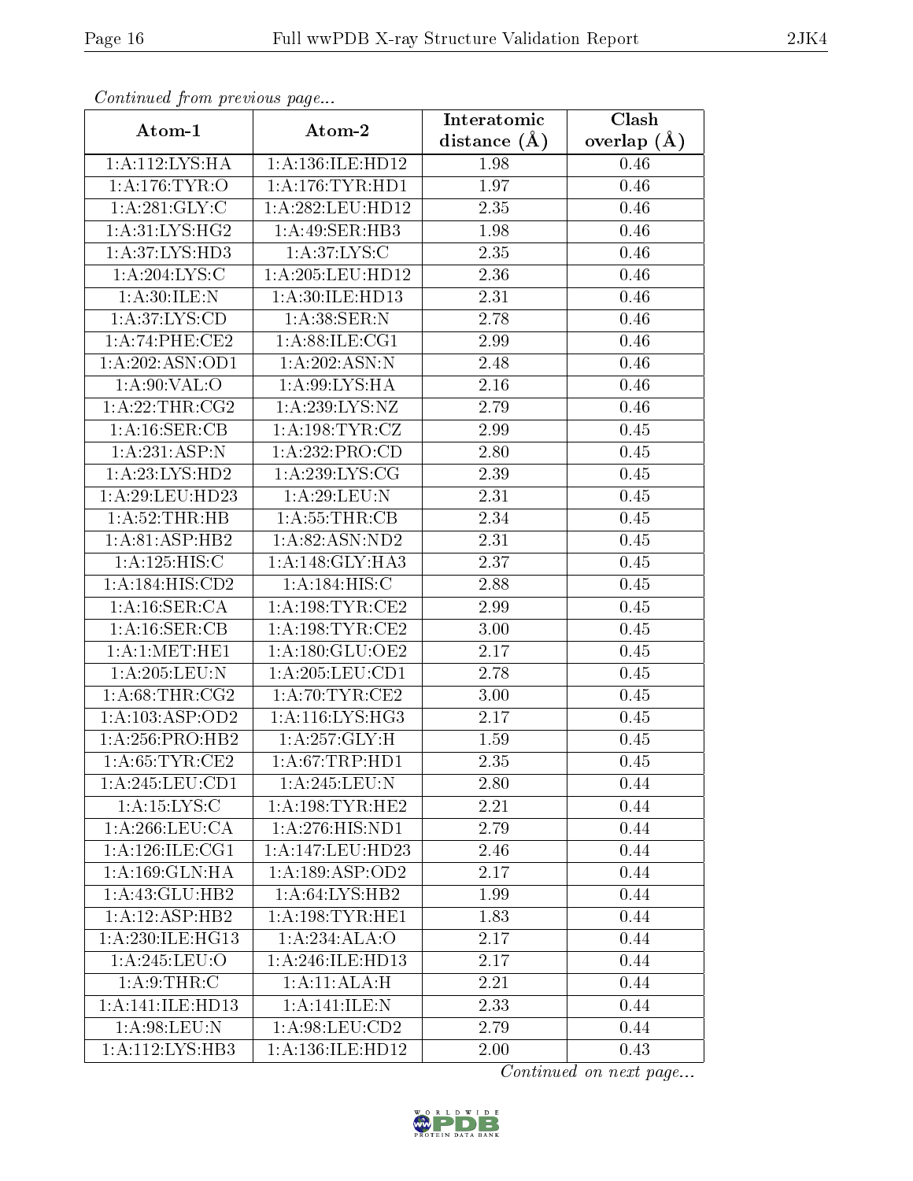*Continued from previous page...*

| Atom-1 | Atom-2 | Interatomic distance (Å) | Clash overlap (Å) |
|---|---|---|---|
| 1:A:112:LYS:HA | 1:A:136:ILE:HD12 | 1.98 | 0.46 |
| 1:A:176:TYR:O | 1:A:176:TYR:HD1 | 1.97 | 0.46 |
| 1:A:281:GLY:C | 1:A:282:LEU:HD12 | 2.35 | 0.46 |
| 1:A:31:LYS:HG2 | 1:A:49:SER:HB3 | 1.98 | 0.46 |
| 1:A:37:LYS:HD3 | 1:A:37:LYS:C | 2.35 | 0.46 |
| 1:A:204:LYS:C | 1:A:205:LEU:HD12 | 2.36 | 0.46 |
| 1:A:30:ILE:N | 1:A:30:ILE:HD13 | 2.31 | 0.46 |
| 1:A:37:LYS:CD | 1:A:38:SER:N | 2.78 | 0.46 |
| 1:A:74:PHE:CE2 | 1:A:88:ILE:CG1 | 2.99 | 0.46 |
| 1:A:202:ASN:OD1 | 1:A:202:ASN:N | 2.48 | 0.46 |
| 1:A:90:VAL:O | 1:A:99:LYS:HA | 2.16 | 0.46 |
| 1:A:22:THR:CG2 | 1:A:239:LYS:NZ | 2.79 | 0.46 |
| 1:A:16:SER:CB | 1:A:198:TYR:CZ | 2.99 | 0.45 |
| 1:A:231:ASP:N | 1:A:232:PRO:CD | 2.80 | 0.45 |
| 1:A:23:LYS:HD2 | 1:A:239:LYS:CG | 2.39 | 0.45 |
| 1:A:29:LEU:HD23 | 1:A:29:LEU:N | 2.31 | 0.45 |
| 1:A:52:THR:HB | 1:A:55:THR:CB | 2.34 | 0.45 |
| 1:A:81:ASP:HB2 | 1:A:82:ASN:ND2 | 2.31 | 0.45 |
| 1:A:125:HIS:C | 1:A:148:GLY:HA3 | 2.37 | 0.45 |
| 1:A:184:HIS:CD2 | 1:A:184:HIS:C | 2.88 | 0.45 |
| 1:A:16:SER:CA | 1:A:198:TYR:CE2 | 2.99 | 0.45 |
| 1:A:16:SER:CB | 1:A:198:TYR:CE2 | 3.00 | 0.45 |
| 1:A:1:MET:HE1 | 1:A:180:GLU:OE2 | 2.17 | 0.45 |
| 1:A:205:LEU:N | 1:A:205:LEU:CD1 | 2.78 | 0.45 |
| 1:A:68:THR:CG2 | 1:A:70:TYR:CE2 | 3.00 | 0.45 |
| 1:A:103:ASP:OD2 | 1:A:116:LYS:HG3 | 2.17 | 0.45 |
| 1:A:256:PRO:HB2 | 1:A:257:GLY:H | 1.59 | 0.45 |
| 1:A:65:TYR:CE2 | 1:A:67:TRP:HD1 | 2.35 | 0.45 |
| 1:A:245:LEU:CD1 | 1:A:245:LEU:N | 2.80 | 0.44 |
| 1:A:15:LYS:C | 1:A:198:TYR:HE2 | 2.21 | 0.44 |
| 1:A:266:LEU:CA | 1:A:276:HIS:ND1 | 2.79 | 0.44 |
| 1:A:126:ILE:CG1 | 1:A:147:LEU:HD23 | 2.46 | 0.44 |
| 1:A:169:GLN:HA | 1:A:189:ASP:OD2 | 2.17 | 0.44 |
| 1:A:43:GLU:HB2 | 1:A:64:LYS:HB2 | 1.99 | 0.44 |
| 1:A:12:ASP:HB2 | 1:A:198:TYR:HE1 | 1.83 | 0.44 |
| 1:A:230:ILE:HG13 | 1:A:234:ALA:O | 2.17 | 0.44 |
| 1:A:245:LEU:O | 1:A:246:ILE:HD13 | 2.17 | 0.44 |
| 1:A:9:THR:C | 1:A:11:ALA:H | 2.21 | 0.44 |
| 1:A:141:ILE:HD13 | 1:A:141:ILE:N | 2.33 | 0.44 |
| 1:A:98:LEU:N | 1:A:98:LEU:CD2 | 2.79 | 0.44 |
| 1:A:112:LYS:HB3 | 1:A:136:ILE:HD12 | 2.00 | 0.43 |

*Continued on next page...*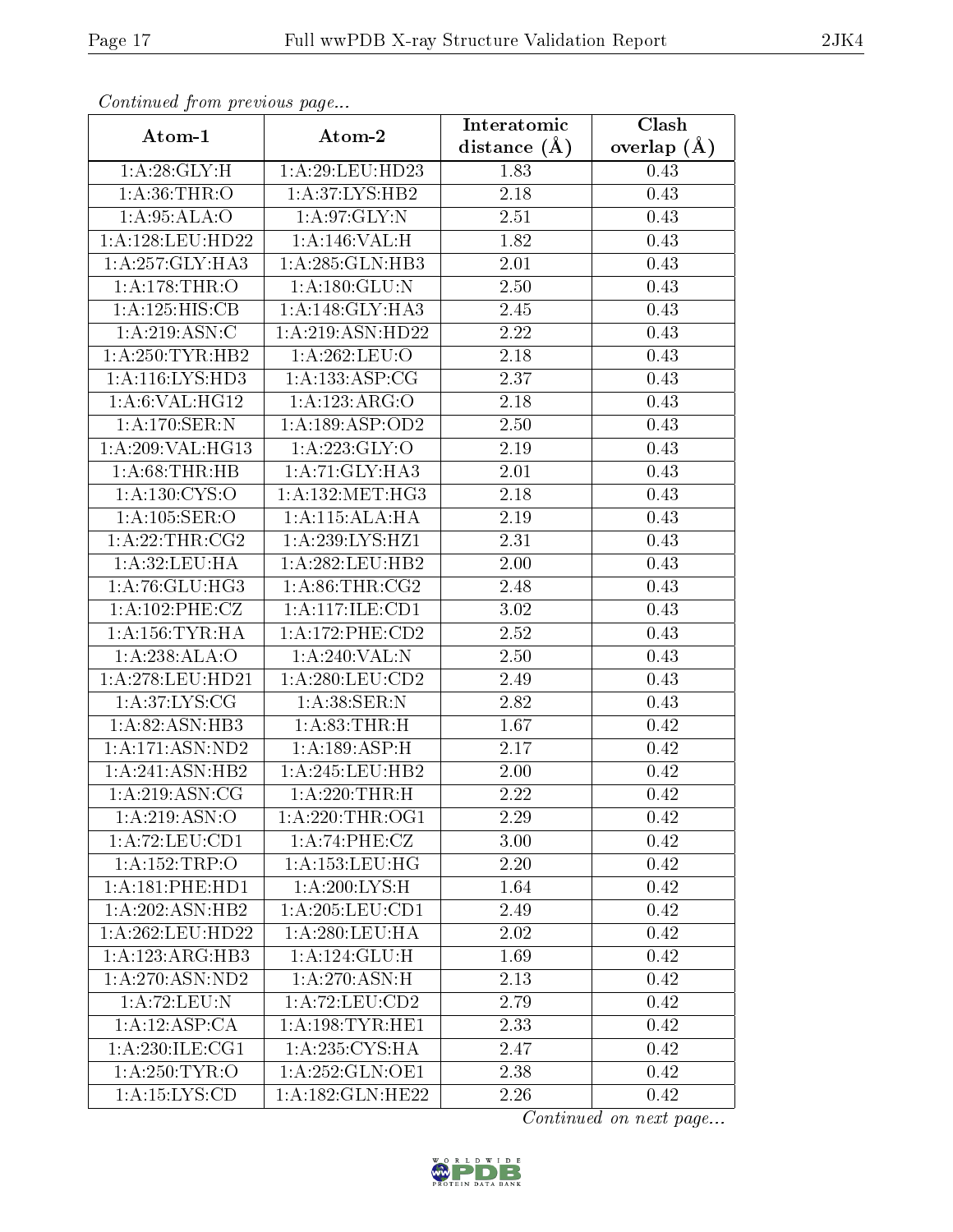*Continued from previous page...*

| Atom-1 | Atom-2 | Interatomic distance (Å) | Clash overlap (Å) |
|---|---|---|---|
| 1:A:28:GLY:H | 1:A:29:LEU:HD23 | 1.83 | 0.43 |
| 1:A:36:THR:O | 1:A:37:LYS:HB2 | 2.18 | 0.43 |
| 1:A:95:ALA:O | 1:A:97:GLY:N | 2.51 | 0.43 |
| 1:A:128:LEU:HD22 | 1:A:146:VAL:H | 1.82 | 0.43 |
| 1:A:257:GLY:HA3 | 1:A:285:GLN:HB3 | 2.01 | 0.43 |
| 1:A:178:THR:O | 1:A:180:GLU:N | 2.50 | 0.43 |
| 1:A:125:HIS:CB | 1:A:148:GLY:HA3 | 2.45 | 0.43 |
| 1:A:219:ASN:C | 1:A:219:ASN:HD22 | 2.22 | 0.43 |
| 1:A:250:TYR:HB2 | 1:A:262:LEU:O | 2.18 | 0.43 |
| 1:A:116:LYS:HD3 | 1:A:133:ASP:CG | 2.37 | 0.43 |
| 1:A:6:VAL:HG12 | 1:A:123:ARG:O | 2.18 | 0.43 |
| 1:A:170:SER:N | 1:A:189:ASP:OD2 | 2.50 | 0.43 |
| 1:A:209:VAL:HG13 | 1:A:223:GLY:O | 2.19 | 0.43 |
| 1:A:68:THR:HB | 1:A:71:GLY:HA3 | 2.01 | 0.43 |
| 1:A:130:CYS:O | 1:A:132:MET:HG3 | 2.18 | 0.43 |
| 1:A:105:SER:O | 1:A:115:ALA:HA | 2.19 | 0.43 |
| 1:A:22:THR:CG2 | 1:A:239:LYS:HZ1 | 2.31 | 0.43 |
| 1:A:32:LEU:HA | 1:A:282:LEU:HB2 | 2.00 | 0.43 |
| 1:A:76:GLU:HG3 | 1:A:86:THR:CG2 | 2.48 | 0.43 |
| 1:A:102:PHE:CZ | 1:A:117:ILE:CD1 | 3.02 | 0.43 |
| 1:A:156:TYR:HA | 1:A:172:PHE:CD2 | 2.52 | 0.43 |
| 1:A:238:ALA:O | 1:A:240:VAL:N | 2.50 | 0.43 |
| 1:A:278:LEU:HD21 | 1:A:280:LEU:CD2 | 2.49 | 0.43 |
| 1:A:37:LYS:CG | 1:A:38:SER:N | 2.82 | 0.43 |
| 1:A:82:ASN:HB3 | 1:A:83:THR:H | 1.67 | 0.42 |
| 1:A:171:ASN:ND2 | 1:A:189:ASP:H | 2.17 | 0.42 |
| 1:A:241:ASN:HB2 | 1:A:245:LEU:HB2 | 2.00 | 0.42 |
| 1:A:219:ASN:CG | 1:A:220:THR:H | 2.22 | 0.42 |
| 1:A:219:ASN:O | 1:A:220:THR:OG1 | 2.29 | 0.42 |
| 1:A:72:LEU:CD1 | 1:A:74:PHE:CZ | 3.00 | 0.42 |
| 1:A:152:TRP:O | 1:A:153:LEU:HG | 2.20 | 0.42 |
| 1:A:181:PHE:HD1 | 1:A:200:LYS:H | 1.64 | 0.42 |
| 1:A:202:ASN:HB2 | 1:A:205:LEU:CD1 | 2.49 | 0.42 |
| 1:A:262:LEU:HD22 | 1:A:280:LEU:HA | 2.02 | 0.42 |
| 1:A:123:ARG:HB3 | 1:A:124:GLU:H | 1.69 | 0.42 |
| 1:A:270:ASN:ND2 | 1:A:270:ASN:H | 2.13 | 0.42 |
| 1:A:72:LEU:N | 1:A:72:LEU:CD2 | 2.79 | 0.42 |
| 1:A:12:ASP:CA | 1:A:198:TYR:HE1 | 2.33 | 0.42 |
| 1:A:230:ILE:CG1 | 1:A:235:CYS:HA | 2.47 | 0.42 |
| 1:A:250:TYR:O | 1:A:252:GLN:OE1 | 2.38 | 0.42 |
| 1:A:15:LYS:CD | 1:A:182:GLN:HE22 | 2.26 | 0.42 |

*Continued on next page...*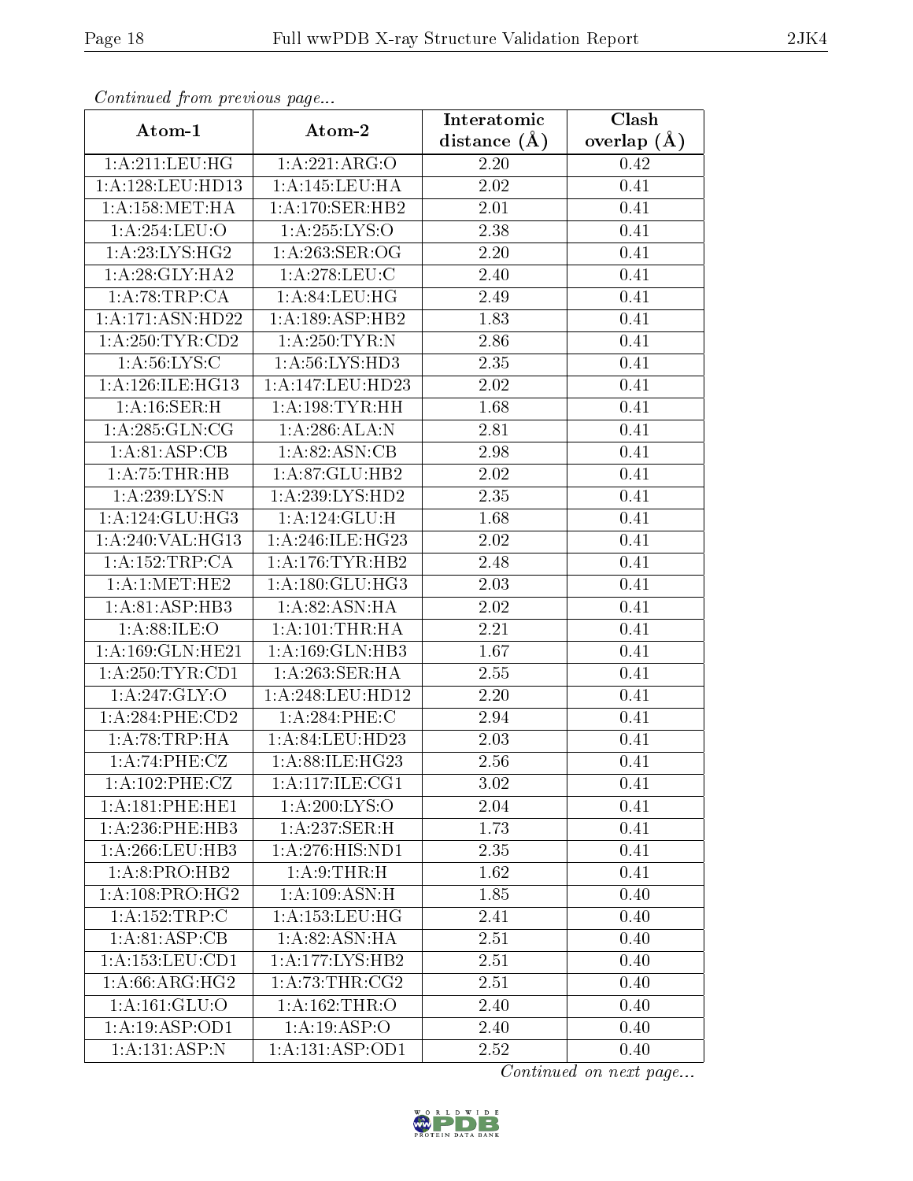*Continued from previous page...*

| Atom-1 | Atom-2 | Interatomic distance (Å) | Clash overlap (Å) |
|---|---|---|---|
| 1:A:211:LEU:HG | 1:A:221:ARG:O | 2.20 | 0.42 |
| 1:A:128:LEU:HD13 | 1:A:145:LEU:HA | 2.02 | 0.41 |
| 1:A:158:MET:HA | 1:A:170:SER:HB2 | 2.01 | 0.41 |
| 1:A:254:LEU:O | 1:A:255:LYS:O | 2.38 | 0.41 |
| 1:A:23:LYS:HG2 | 1:A:263:SER:OG | 2.20 | 0.41 |
| 1:A:28:GLY:HA2 | 1:A:278:LEU:C | 2.40 | 0.41 |
| 1:A:78:TRP:CA | 1:A:84:LEU:HG | 2.49 | 0.41 |
| 1:A:171:ASN:HD22 | 1:A:189:ASP:HB2 | 1.83 | 0.41 |
| 1:A:250:TYR:CD2 | 1:A:250:TYR:N | 2.86 | 0.41 |
| 1:A:56:LYS:C | 1:A:56:LYS:HD3 | 2.35 | 0.41 |
| 1:A:126:ILE:HG13 | 1:A:147:LEU:HD23 | 2.02 | 0.41 |
| 1:A:16:SER:H | 1:A:198:TYR:HH | 1.68 | 0.41 |
| 1:A:285:GLN:CG | 1:A:286:ALA:N | 2.81 | 0.41 |
| 1:A:81:ASP:CB | 1:A:82:ASN:CB | 2.98 | 0.41 |
| 1:A:75:THR:HB | 1:A:87:GLU:HB2 | 2.02 | 0.41 |
| 1:A:239:LYS:N | 1:A:239:LYS:HD2 | 2.35 | 0.41 |
| 1:A:124:GLU:HG3 | 1:A:124:GLU:H | 1.68 | 0.41 |
| 1:A:240:VAL:HG13 | 1:A:246:ILE:HG23 | 2.02 | 0.41 |
| 1:A:152:TRP:CA | 1:A:176:TYR:HB2 | 2.48 | 0.41 |
| 1:A:1:MET:HE2 | 1:A:180:GLU:HG3 | 2.03 | 0.41 |
| 1:A:81:ASP:HB3 | 1:A:82:ASN:HA | 2.02 | 0.41 |
| 1:A:88:ILE:O | 1:A:101:THR:HA | 2.21 | 0.41 |
| 1:A:169:GLN:HE21 | 1:A:169:GLN:HB3 | 1.67 | 0.41 |
| 1:A:250:TYR:CD1 | 1:A:263:SER:HA | 2.55 | 0.41 |
| 1:A:247:GLY:O | 1:A:248:LEU:HD12 | 2.20 | 0.41 |
| 1:A:284:PHE:CD2 | 1:A:284:PHE:C | 2.94 | 0.41 |
| 1:A:78:TRP:HA | 1:A:84:LEU:HD23 | 2.03 | 0.41 |
| 1:A:74:PHE:CZ | 1:A:88:ILE:HG23 | 2.56 | 0.41 |
| 1:A:102:PHE:CZ | 1:A:117:ILE:CG1 | 3.02 | 0.41 |
| 1:A:181:PHE:HE1 | 1:A:200:LYS:O | 2.04 | 0.41 |
| 1:A:236:PHE:HB3 | 1:A:237:SER:H | 1.73 | 0.41 |
| 1:A:266:LEU:HB3 | 1:A:276:HIS:ND1 | 2.35 | 0.41 |
| 1:A:8:PRO:HB2 | 1:A:9:THR:H | 1.62 | 0.41 |
| 1:A:108:PRO:HG2 | 1:A:109:ASN:H | 1.85 | 0.40 |
| 1:A:152:TRP:C | 1:A:153:LEU:HG | 2.41 | 0.40 |
| 1:A:81:ASP:CB | 1:A:82:ASN:HA | 2.51 | 0.40 |
| 1:A:153:LEU:CD1 | 1:A:177:LYS:HB2 | 2.51 | 0.40 |
| 1:A:66:ARG:HG2 | 1:A:73:THR:CG2 | 2.51 | 0.40 |
| 1:A:161:GLU:O | 1:A:162:THR:O | 2.40 | 0.40 |
| 1:A:19:ASP:OD1 | 1:A:19:ASP:O | 2.40 | 0.40 |
| 1:A:131:ASP:N | 1:A:131:ASP:OD1 | 2.52 | 0.40 |

*Continued on next page...*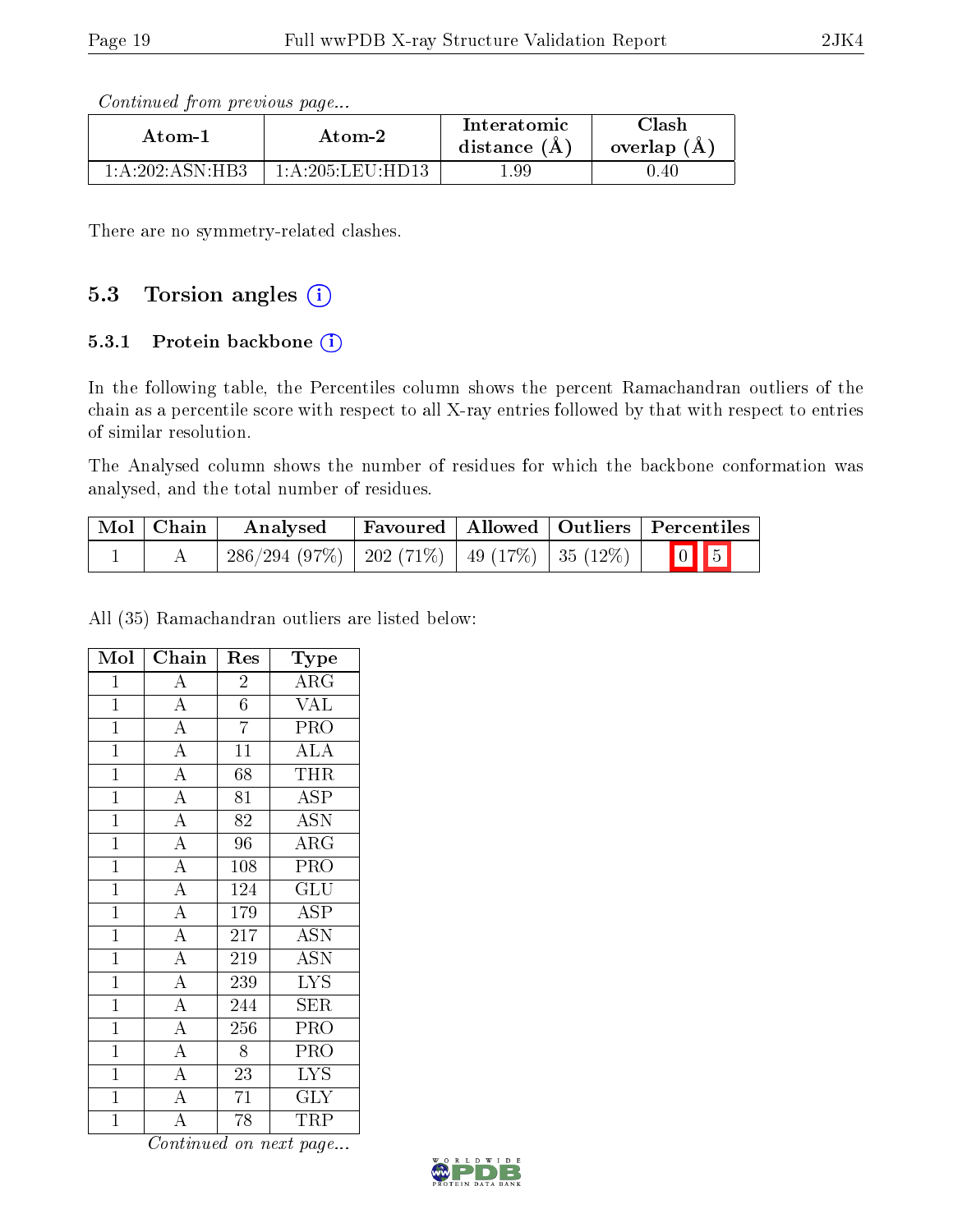*Continued from previous page...*

| Atom-1 | Atom-2 | Interatomic distance (Å) | Clash overlap (Å) |
|---|---|---|---|
| 1:A:202:ASN:HB3 | 1:A:205:LEU:HD13 | 1.99 | 0.40 |

There are no symmetry-related clashes.

## 5.3 Torsion angles

### 5.3.1 Protein backbone

In the following table, the Percentiles column shows the percent Ramachandran outliers of the chain as a percentile score with respect to all X-ray entries followed by that with respect to entries of similar resolution.

The Analysed column shows the number of residues for which the backbone conformation was analysed, and the total number of residues.

| Mol | Chain | Analysed | Favoured | Allowed | Outliers | Percentiles | |
|---|---|---|---|---|---|---|---|
| 1 | A | 286/294 (97%) | 202 (71%) | 49 (17%) | 35 (12%) | 0 | 5 |

All (35) Ramachandran outliers are listed below:

| Mol | Chain | Res | Type |
|---|---|---|---|
| 1 | A | 2 | ARG |
| 1 | A | 6 | VAL |
| 1 | A | 7 | PRO |
| 1 | A | 11 | ALA |
| 1 | A | 68 | THR |
| 1 | A | 81 | ASP |
| 1 | A | 82 | ASN |
| 1 | A | 96 | ARG |
| 1 | A | 108 | PRO |
| 1 | A | 124 | GLU |
| 1 | A | 179 | ASP |
| 1 | A | 217 | ASN |
| 1 | A | 219 | ASN |
| 1 | A | 239 | LYS |
| 1 | A | 244 | SER |
| 1 | A | 256 | PRO |
| 1 | A | 8 | PRO |
| 1 | A | 23 | LYS |
| 1 | A | 71 | GLY |
| 1 | A | 78 | TRP |

*Continued on next page...*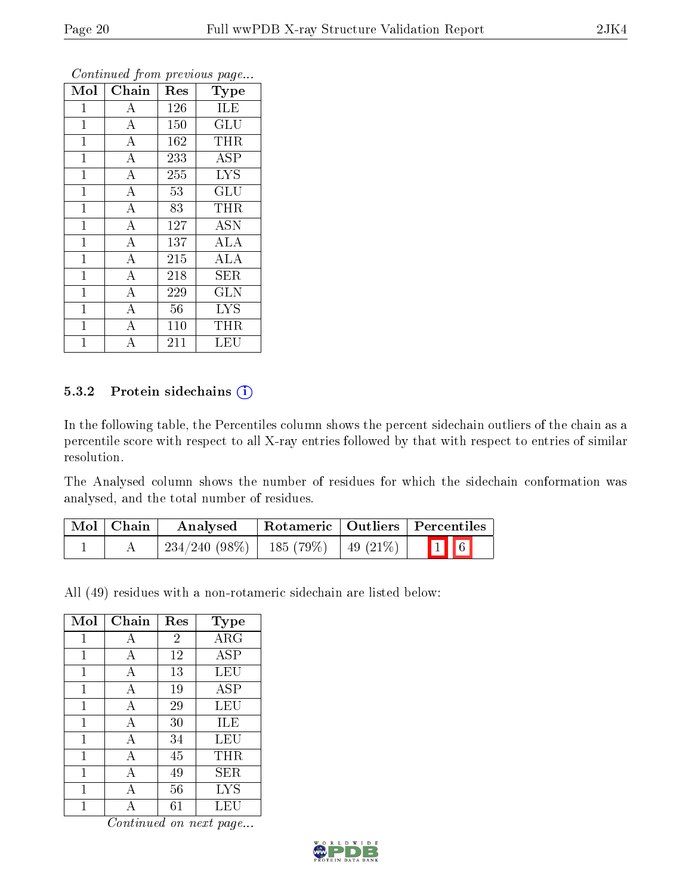*Continued from previous page...*

| Mol | Chain | Res | Type |
|---|---|---|---|
| 1 | A | 126 | ILE |
| 1 | A | 150 | GLU |
| 1 | A | 162 | THR |
| 1 | A | 233 | ASP |
| 1 | A | 255 | LYS |
| 1 | A | 53 | GLU |
| 1 | A | 83 | THR |
| 1 | A | 127 | ASN |
| 1 | A | 137 | ALA |
| 1 | A | 215 | ALA |
| 1 | A | 218 | SER |
| 1 | A | 229 | GLN |
| 1 | A | 56 | LYS |
| 1 | A | 110 | THR |
| 1 | A | 211 | LEU |

### 5.3.2 Protein sidechains

In the following table, the Percentiles column shows the percent sidechain outliers of the chain as a percentile score with respect to all X-ray entries followed by that with respect to entries of similar resolution.

The Analysed column shows the number of residues for which the sidechain conformation was analysed, and the total number of residues.

| Mol | Chain | Analysed | Rotameric | Outliers | Percentiles |
|---|---|---|---|---|---|
| 1 | A | 234/240 (98%) | 185 (79%) | 49 (21%) | 1 6 |

All (49) residues with a non-rotameric sidechain are listed below:

| Mol | Chain | Res | Type |
|---|---|---|---|
| 1 | A | 2 | ARG |
| 1 | A | 12 | ASP |
| 1 | A | 13 | LEU |
| 1 | A | 19 | ASP |
| 1 | A | 29 | LEU |
| 1 | A | 30 | ILE |
| 1 | A | 34 | LEU |
| 1 | A | 45 | THR |
| 1 | A | 49 | SER |
| 1 | A | 56 | LYS |
| 1 | A | 61 | LEU |

*Continued on next page...*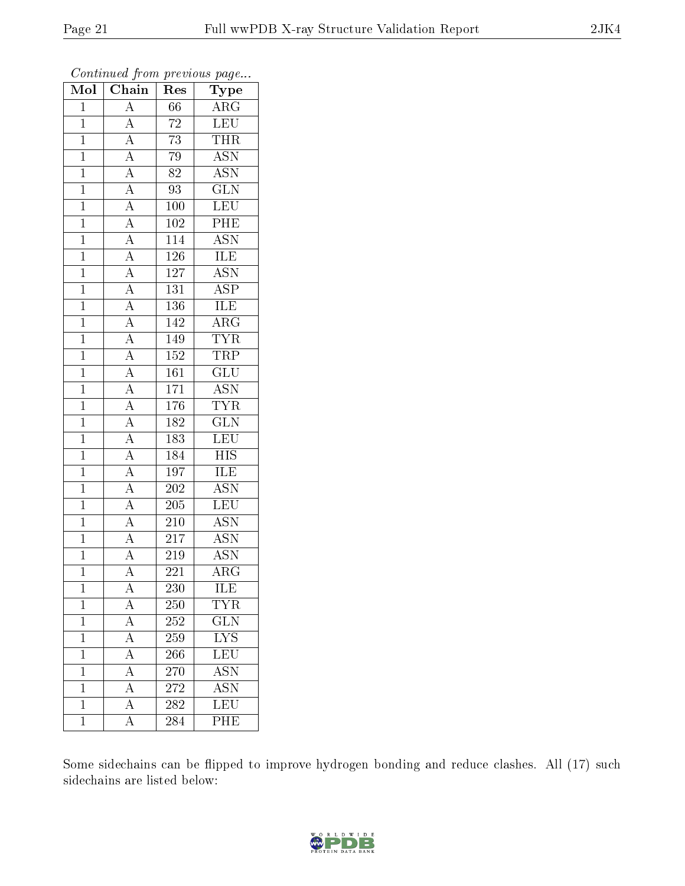*Continued from previous page...*

| Mol | Chain | Res | Type |
|---|---|---|---|
| 1 | A | 66 | ARG |
| 1 | A | 72 | LEU |
| 1 | A | 73 | THR |
| 1 | A | 79 | ASN |
| 1 | A | 82 | ASN |
| 1 | A | 93 | GLN |
| 1 | A | 100 | LEU |
| 1 | A | 102 | PHE |
| 1 | A | 114 | ASN |
| 1 | A | 126 | ILE |
| 1 | A | 127 | ASN |
| 1 | A | 131 | ASP |
| 1 | A | 136 | ILE |
| 1 | A | 142 | ARG |
| 1 | A | 149 | TYR |
| 1 | A | 152 | TRP |
| 1 | A | 161 | GLU |
| 1 | A | 171 | ASN |
| 1 | A | 176 | TYR |
| 1 | A | 182 | GLN |
| 1 | A | 183 | LEU |
| 1 | A | 184 | HIS |
| 1 | A | 197 | ILE |
| 1 | A | 202 | ASN |
| 1 | A | 205 | LEU |
| 1 | A | 210 | ASN |
| 1 | A | 217 | ASN |
| 1 | A | 219 | ASN |
| 1 | A | 221 | ARG |
| 1 | A | 230 | ILE |
| 1 | A | 250 | TYR |
| 1 | A | 252 | GLN |
| 1 | A | 259 | LYS |
| 1 | A | 266 | LEU |
| 1 | A | 270 | ASN |
| 1 | A | 272 | ASN |
| 1 | A | 282 | LEU |
| 1 | A | 284 | PHE |

Some sidechains can be flipped to improve hydrogen bonding and reduce clashes. All (17) such sidechains are listed below: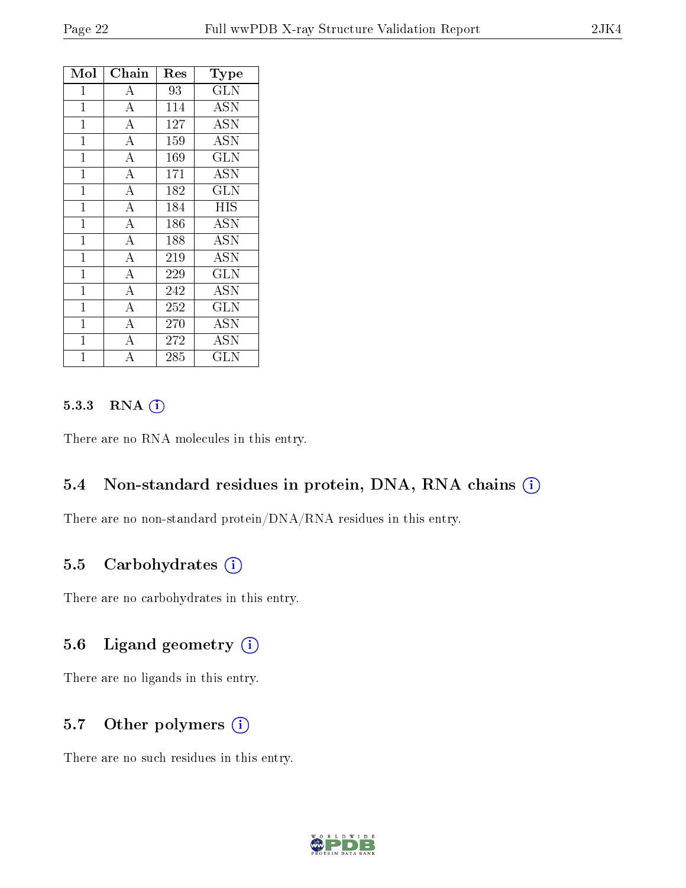| Mol | Chain | Res | Type |
|---|---|---|---|
| 1 | A | 93 | GLN |
| 1 | A | 114 | ASN |
| 1 | A | 127 | ASN |
| 1 | A | 159 | ASN |
| 1 | A | 169 | GLN |
| 1 | A | 171 | ASN |
| 1 | A | 182 | GLN |
| 1 | A | 184 | HIS |
| 1 | A | 186 | ASN |
| 1 | A | 188 | ASN |
| 1 | A | 219 | ASN |
| 1 | A | 229 | GLN |
| 1 | A | 242 | ASN |
| 1 | A | 252 | GLN |
| 1 | A | 270 | ASN |
| 1 | A | 272 | ASN |
| 1 | A | 285 | GLN |

#### 5.3.3 RNA (i)

There are no RNA molecules in this entry.

### 5.4 Non-standard residues in protein, DNA, RNA chains (i)

There are no non-standard protein/DNA/RNA residues in this entry.

### 5.5 Carbohydrates (i)

There are no carbohydrates in this entry.

### 5.6 Ligand geometry (i)

There are no ligands in this entry.

### 5.7 Other polymers (i)

There are no such residues in this entry.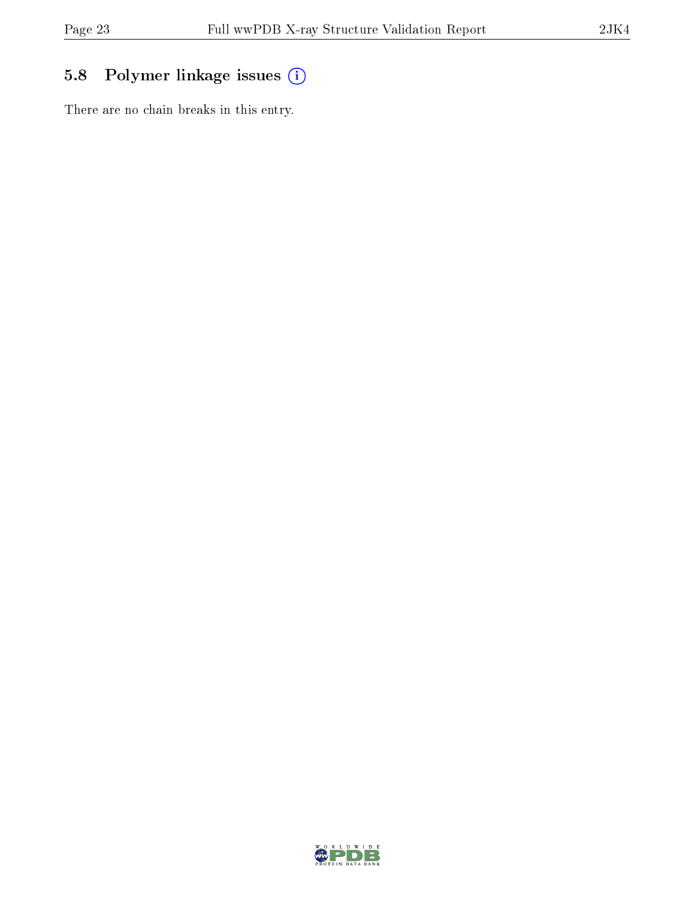## 5.8 Polymer linkage issues

There are no chain breaks in this entry.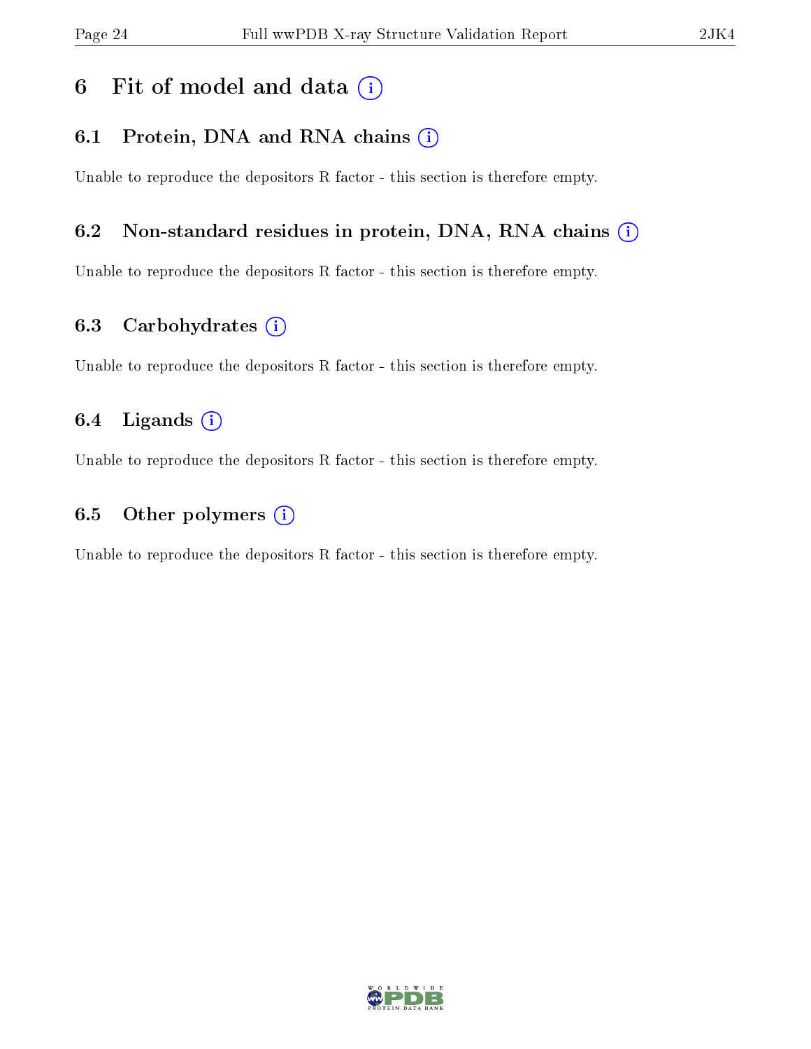# 6 Fit of model and data

## 6.1 Protein, DNA and RNA chains

Unable to reproduce the depositors R factor - this section is therefore empty.

## 6.2 Non-standard residues in protein, DNA, RNA chains

Unable to reproduce the depositors R factor - this section is therefore empty.

## 6.3 Carbohydrates

Unable to reproduce the depositors R factor - this section is therefore empty.

## 6.4 Ligands

Unable to reproduce the depositors R factor - this section is therefore empty.

## 6.5 Other polymers

Unable to reproduce the depositors R factor - this section is therefore empty.